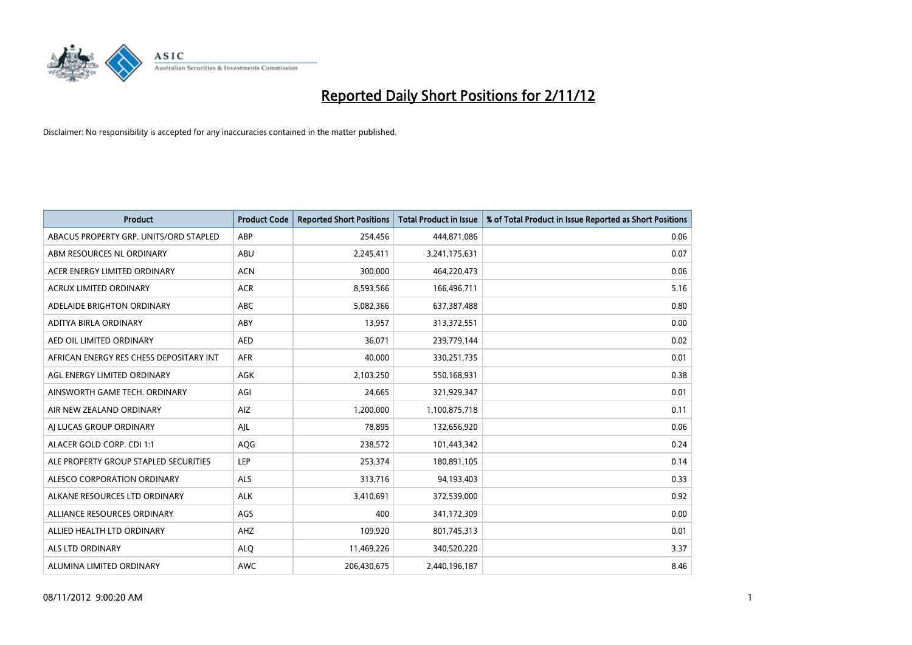# Reported Daily Short Positions for 2/11/12

Disclaimer: No responsibility is accepted for any inaccuracies contained in the matter published.

| Product | Product Code | Reported Short Positions | Total Product in Issue | % of Total Product in Issue Reported as Short Positions |
|---|---|---|---|---|
| ABACUS PROPERTY GRP. UNITS/ORD STAPLED | ABP | 254,456 | 444,871,086 | 0.06 |
| ABM RESOURCES NL ORDINARY | ABU | 2,245,411 | 3,241,175,631 | 0.07 |
| ACER ENERGY LIMITED ORDINARY | ACN | 300,000 | 464,220,473 | 0.06 |
| ACRUX LIMITED ORDINARY | ACR | 8,593,566 | 166,496,711 | 5.16 |
| ADELAIDE BRIGHTON ORDINARY | ABC | 5,082,366 | 637,387,488 | 0.80 |
| ADITYA BIRLA ORDINARY | ABY | 13,957 | 313,372,551 | 0.00 |
| AED OIL LIMITED ORDINARY | AED | 36,071 | 239,779,144 | 0.02 |
| AFRICAN ENERGY RES CHESS DEPOSITARY INT | AFR | 40,000 | 330,251,735 | 0.01 |
| AGL ENERGY LIMITED ORDINARY | AGK | 2,103,250 | 550,168,931 | 0.38 |
| AINSWORTH GAME TECH. ORDINARY | AGI | 24,665 | 321,929,347 | 0.01 |
| AIR NEW ZEALAND ORDINARY | AIZ | 1,200,000 | 1,100,875,718 | 0.11 |
| AJ LUCAS GROUP ORDINARY | AJL | 78,895 | 132,656,920 | 0.06 |
| ALACER GOLD CORP. CDI 1:1 | AQG | 238,572 | 101,443,342 | 0.24 |
| ALE PROPERTY GROUP STAPLED SECURITIES | LEP | 253,374 | 180,891,105 | 0.14 |
| ALESCO CORPORATION ORDINARY | ALS | 313,716 | 94,193,403 | 0.33 |
| ALKANE RESOURCES LTD ORDINARY | ALK | 3,410,691 | 372,539,000 | 0.92 |
| ALLIANCE RESOURCES ORDINARY | AGS | 400 | 341,172,309 | 0.00 |
| ALLIED HEALTH LTD ORDINARY | AHZ | 109,920 | 801,745,313 | 0.01 |
| ALS LTD ORDINARY | ALQ | 11,469,226 | 340,520,220 | 3.37 |
| ALUMINA LIMITED ORDINARY | AWC | 206,430,675 | 2,440,196,187 | 8.46 |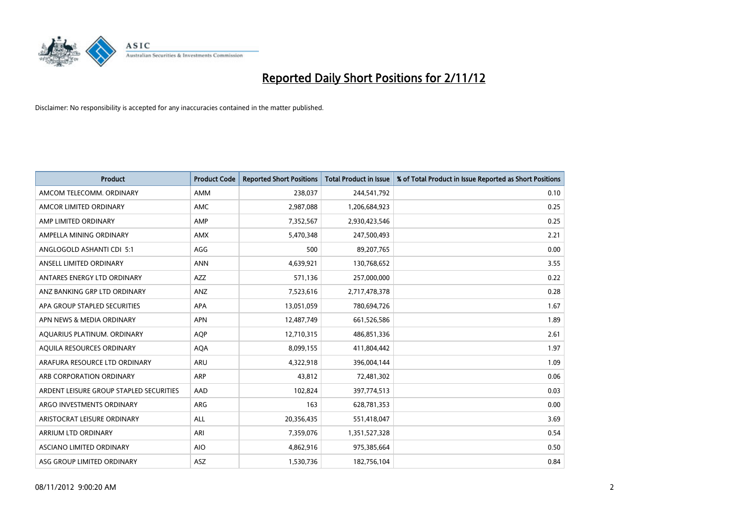# Reported Daily Short Positions for 2/11/12

Disclaimer: No responsibility is accepted for any inaccuracies contained in the matter published.

| Product | Product Code | Reported Short Positions | Total Product in Issue | % of Total Product in Issue Reported as Short Positions |
|---|---|---|---|---|
| AMCOM TELECOMM. ORDINARY | AMM | 238,037 | 244,541,792 | 0.10 |
| AMCOR LIMITED ORDINARY | AMC | 2,987,088 | 1,206,684,923 | 0.25 |
| AMP LIMITED ORDINARY | AMP | 7,352,567 | 2,930,423,546 | 0.25 |
| AMPELLA MINING ORDINARY | AMX | 5,470,348 | 247,500,493 | 2.21 |
| ANGLOGOLD ASHANTI CDI 5:1 | AGG | 500 | 89,207,765 | 0.00 |
| ANSELL LIMITED ORDINARY | ANN | 4,639,921 | 130,768,652 | 3.55 |
| ANTARES ENERGY LTD ORDINARY | AZZ | 571,136 | 257,000,000 | 0.22 |
| ANZ BANKING GRP LTD ORDINARY | ANZ | 7,523,616 | 2,717,478,378 | 0.28 |
| APA GROUP STAPLED SECURITIES | APA | 13,051,059 | 780,694,726 | 1.67 |
| APN NEWS & MEDIA ORDINARY | APN | 12,487,749 | 661,526,586 | 1.89 |
| AQUARIUS PLATINUM. ORDINARY | AQP | 12,710,315 | 486,851,336 | 2.61 |
| AQUILA RESOURCES ORDINARY | AQA | 8,099,155 | 411,804,442 | 1.97 |
| ARAFURA RESOURCE LTD ORDINARY | ARU | 4,322,918 | 396,004,144 | 1.09 |
| ARB CORPORATION ORDINARY | ARP | 43,812 | 72,481,302 | 0.06 |
| ARDENT LEISURE GROUP STAPLED SECURITIES | AAD | 102,824 | 397,774,513 | 0.03 |
| ARGO INVESTMENTS ORDINARY | ARG | 163 | 628,781,353 | 0.00 |
| ARISTOCRAT LEISURE ORDINARY | ALL | 20,356,435 | 551,418,047 | 3.69 |
| ARRIUM LTD ORDINARY | ARI | 7,359,076 | 1,351,527,328 | 0.54 |
| ASCIANO LIMITED ORDINARY | AIO | 4,862,916 | 975,385,664 | 0.50 |
| ASG GROUP LIMITED ORDINARY | ASZ | 1,530,736 | 182,756,104 | 0.84 |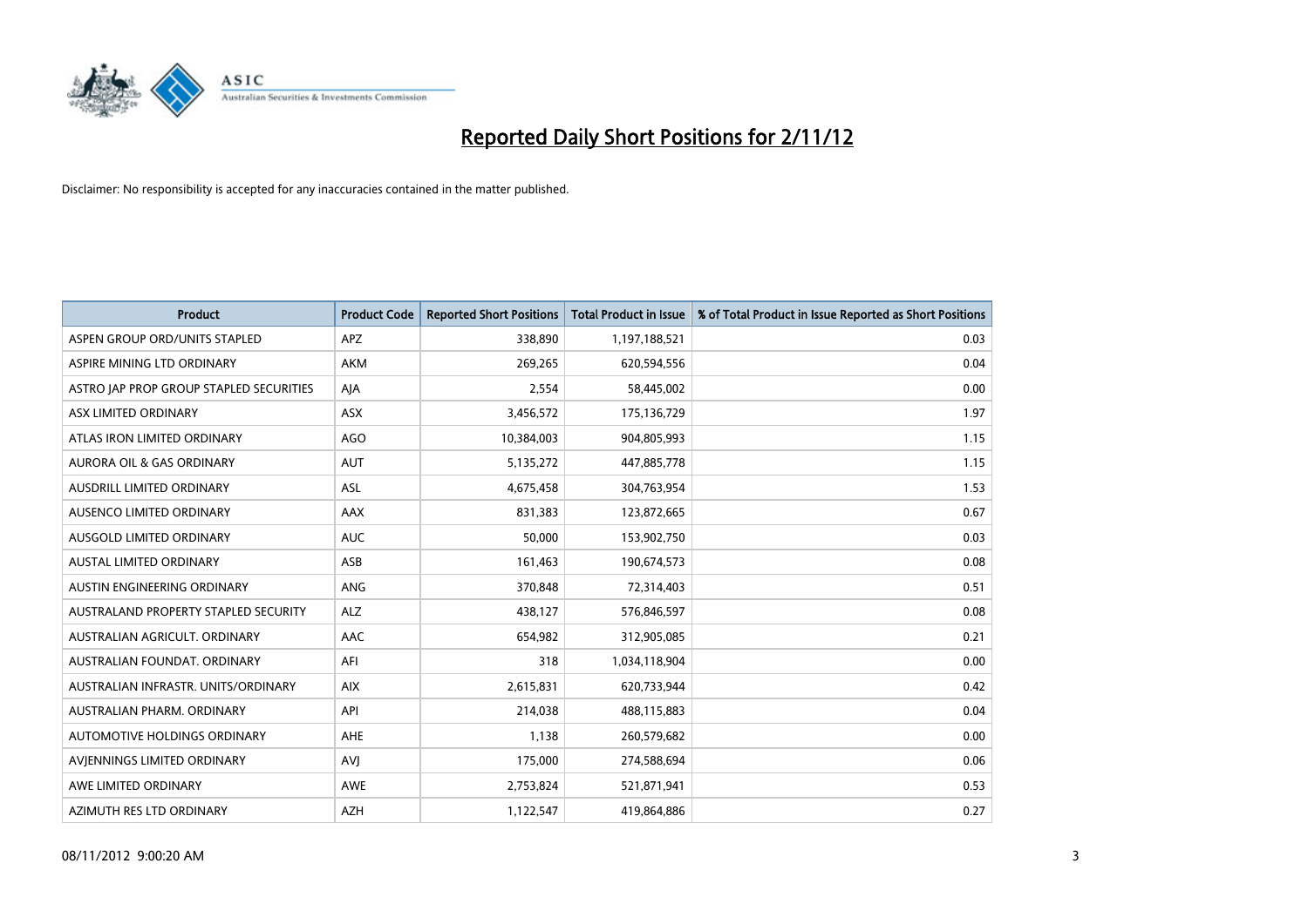# Reported Daily Short Positions for 2/11/12

Disclaimer: No responsibility is accepted for any inaccuracies contained in the matter published.

| Product | Product Code | Reported Short Positions | Total Product in Issue | % of Total Product in Issue Reported as Short Positions |
|---|---|---|---|---|
| ASPEN GROUP ORD/UNITS STAPLED | APZ | 338,890 | 1,197,188,521 | 0.03 |
| ASPIRE MINING LTD ORDINARY | AKM | 269,265 | 620,594,556 | 0.04 |
| ASTRO JAP PROP GROUP STAPLED SECURITIES | AJA | 2,554 | 58,445,002 | 0.00 |
| ASX LIMITED ORDINARY | ASX | 3,456,572 | 175,136,729 | 1.97 |
| ATLAS IRON LIMITED ORDINARY | AGO | 10,384,003 | 904,805,993 | 1.15 |
| AURORA OIL & GAS ORDINARY | AUT | 5,135,272 | 447,885,778 | 1.15 |
| AUSDRILL LIMITED ORDINARY | ASL | 4,675,458 | 304,763,954 | 1.53 |
| AUSENCO LIMITED ORDINARY | AAX | 831,383 | 123,872,665 | 0.67 |
| AUSGOLD LIMITED ORDINARY | AUC | 50,000 | 153,902,750 | 0.03 |
| AUSTAL LIMITED ORDINARY | ASB | 161,463 | 190,674,573 | 0.08 |
| AUSTIN ENGINEERING ORDINARY | ANG | 370,848 | 72,314,403 | 0.51 |
| AUSTRALAND PROPERTY STAPLED SECURITY | ALZ | 438,127 | 576,846,597 | 0.08 |
| AUSTRALIAN AGRICULT. ORDINARY | AAC | 654,982 | 312,905,085 | 0.21 |
| AUSTRALIAN FOUNDAT. ORDINARY | AFI | 318 | 1,034,118,904 | 0.00 |
| AUSTRALIAN INFRASTR. UNITS/ORDINARY | AIX | 2,615,831 | 620,733,944 | 0.42 |
| AUSTRALIAN PHARM. ORDINARY | API | 214,038 | 488,115,883 | 0.04 |
| AUTOMOTIVE HOLDINGS ORDINARY | AHE | 1,138 | 260,579,682 | 0.00 |
| AVJENNINGS LIMITED ORDINARY | AVJ | 175,000 | 274,588,694 | 0.06 |
| AWE LIMITED ORDINARY | AWE | 2,753,824 | 521,871,941 | 0.53 |
| AZIMUTH RES LTD ORDINARY | AZH | 1,122,547 | 419,864,886 | 0.27 |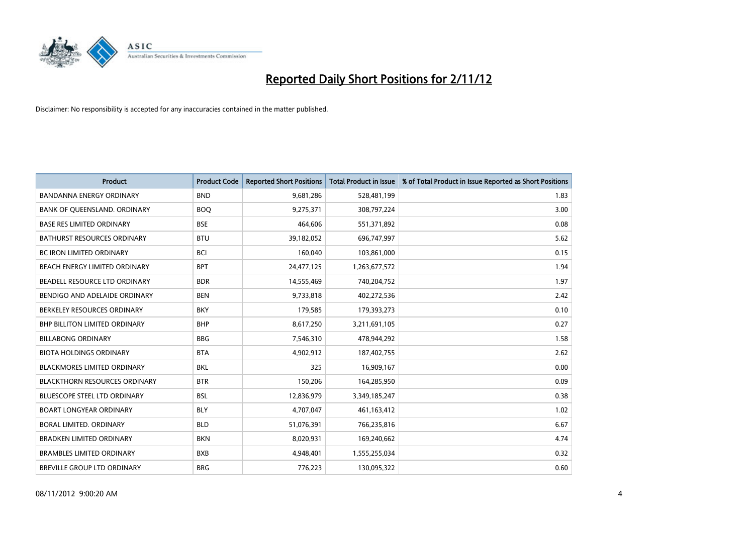# Reported Daily Short Positions for 2/11/12

Disclaimer: No responsibility is accepted for any inaccuracies contained in the matter published.

| Product | Product Code | Reported Short Positions | Total Product in Issue | % of Total Product in Issue Reported as Short Positions |
|---|---|---|---|---|
| BANDANNA ENERGY ORDINARY | BND | 9,681,286 | 528,481,199 | 1.83 |
| BANK OF QUEENSLAND. ORDINARY | BOQ | 9,275,371 | 308,797,224 | 3.00 |
| BASE RES LIMITED ORDINARY | BSE | 464,606 | 551,371,892 | 0.08 |
| BATHURST RESOURCES ORDINARY | BTU | 39,182,052 | 696,747,997 | 5.62 |
| BC IRON LIMITED ORDINARY | BCI | 160,040 | 103,861,000 | 0.15 |
| BEACH ENERGY LIMITED ORDINARY | BPT | 24,477,125 | 1,263,677,572 | 1.94 |
| BEADELL RESOURCE LTD ORDINARY | BDR | 14,555,469 | 740,204,752 | 1.97 |
| BENDIGO AND ADELAIDE ORDINARY | BEN | 9,733,818 | 402,272,536 | 2.42 |
| BERKELEY RESOURCES ORDINARY | BKY | 179,585 | 179,393,273 | 0.10 |
| BHP BILLITON LIMITED ORDINARY | BHP | 8,617,250 | 3,211,691,105 | 0.27 |
| BILLABONG ORDINARY | BBG | 7,546,310 | 478,944,292 | 1.58 |
| BIOTA HOLDINGS ORDINARY | BTA | 4,902,912 | 187,402,755 | 2.62 |
| BLACKMORES LIMITED ORDINARY | BKL | 325 | 16,909,167 | 0.00 |
| BLACKTHORN RESOURCES ORDINARY | BTR | 150,206 | 164,285,950 | 0.09 |
| BLUESCOPE STEEL LTD ORDINARY | BSL | 12,836,979 | 3,349,185,247 | 0.38 |
| BOART LONGYEAR ORDINARY | BLY | 4,707,047 | 461,163,412 | 1.02 |
| BORAL LIMITED. ORDINARY | BLD | 51,076,391 | 766,235,816 | 6.67 |
| BRADKEN LIMITED ORDINARY | BKN | 8,020,931 | 169,240,662 | 4.74 |
| BRAMBLES LIMITED ORDINARY | BXB | 4,948,401 | 1,555,255,034 | 0.32 |
| BREVILLE GROUP LTD ORDINARY | BRG | 776,223 | 130,095,322 | 0.60 |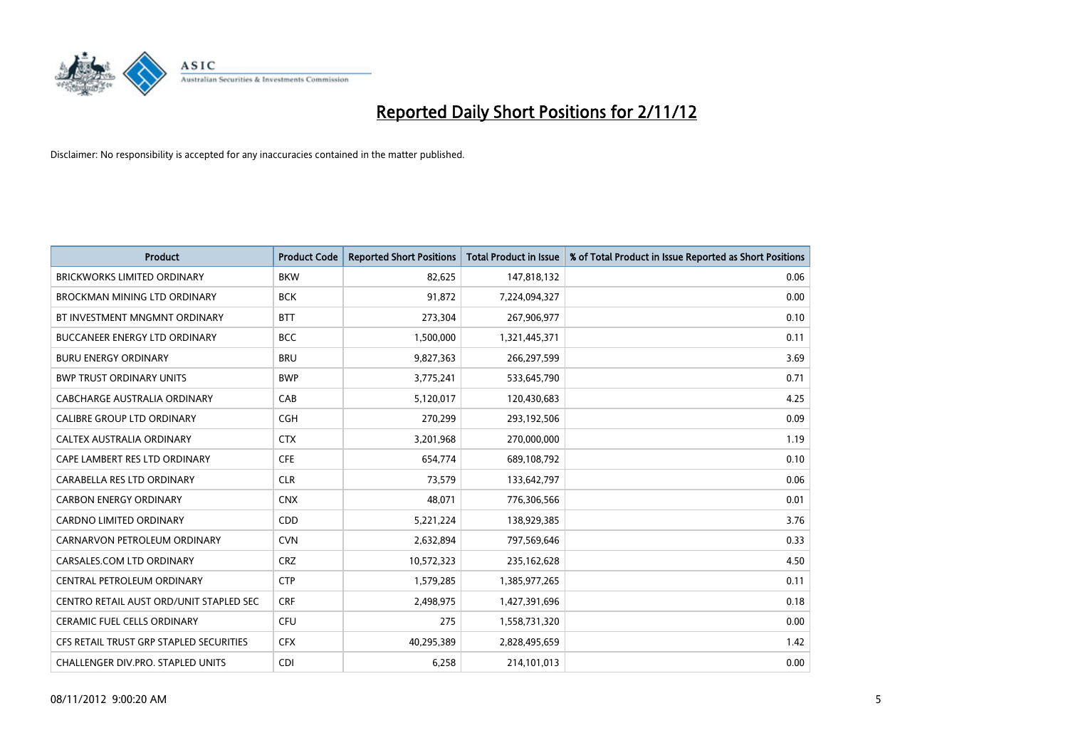# Reported Daily Short Positions for 2/11/12

Disclaimer: No responsibility is accepted for any inaccuracies contained in the matter published.

| Product | Product Code | Reported Short Positions | Total Product in Issue | % of Total Product in Issue Reported as Short Positions |
|---|---|---|---|---|
| BRICKWORKS LIMITED ORDINARY | BKW | 82,625 | 147,818,132 | 0.06 |
| BROCKMAN MINING LTD ORDINARY | BCK | 91,872 | 7,224,094,327 | 0.00 |
| BT INVESTMENT MNGMNT ORDINARY | BTT | 273,304 | 267,906,977 | 0.10 |
| BUCCANEER ENERGY LTD ORDINARY | BCC | 1,500,000 | 1,321,445,371 | 0.11 |
| BURU ENERGY ORDINARY | BRU | 9,827,363 | 266,297,599 | 3.69 |
| BWP TRUST ORDINARY UNITS | BWP | 3,775,241 | 533,645,790 | 0.71 |
| CABCHARGE AUSTRALIA ORDINARY | CAB | 5,120,017 | 120,430,683 | 4.25 |
| CALIBRE GROUP LTD ORDINARY | CGH | 270,299 | 293,192,506 | 0.09 |
| CALTEX AUSTRALIA ORDINARY | CTX | 3,201,968 | 270,000,000 | 1.19 |
| CAPE LAMBERT RES LTD ORDINARY | CFE | 654,774 | 689,108,792 | 0.10 |
| CARABELLA RES LTD ORDINARY | CLR | 73,579 | 133,642,797 | 0.06 |
| CARBON ENERGY ORDINARY | CNX | 48,071 | 776,306,566 | 0.01 |
| CARDNO LIMITED ORDINARY | CDD | 5,221,224 | 138,929,385 | 3.76 |
| CARNARVON PETROLEUM ORDINARY | CVN | 2,632,894 | 797,569,646 | 0.33 |
| CARSALES.COM LTD ORDINARY | CRZ | 10,572,323 | 235,162,628 | 4.50 |
| CENTRAL PETROLEUM ORDINARY | CTP | 1,579,285 | 1,385,977,265 | 0.11 |
| CENTRO RETAIL AUST ORD/UNIT STAPLED SEC | CRF | 2,498,975 | 1,427,391,696 | 0.18 |
| CERAMIC FUEL CELLS ORDINARY | CFU | 275 | 1,558,731,320 | 0.00 |
| CFS RETAIL TRUST GRP STAPLED SECURITIES | CFX | 40,295,389 | 2,828,495,659 | 1.42 |
| CHALLENGER DIV.PRO. STAPLED UNITS | CDI | 6,258 | 214,101,013 | 0.00 |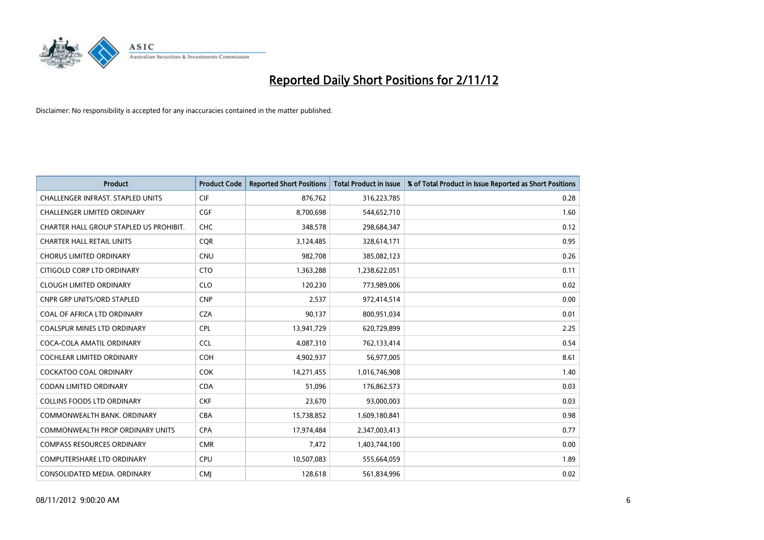# Reported Daily Short Positions for 2/11/12

Disclaimer: No responsibility is accepted for any inaccuracies contained in the matter published.

| Product | Product Code | Reported Short Positions | Total Product in Issue | % of Total Product in Issue Reported as Short Positions |
|---|---|---|---|---|
| CHALLENGER INFRAST. STAPLED UNITS | CIF | 876,762 | 316,223,785 | 0.28 |
| CHALLENGER LIMITED ORDINARY | CGF | 8,700,698 | 544,652,710 | 1.60 |
| CHARTER HALL GROUP STAPLED US PROHIBIT. | CHC | 348,578 | 298,684,347 | 0.12 |
| CHARTER HALL RETAIL UNITS | CQR | 3,124,485 | 328,614,171 | 0.95 |
| CHORUS LIMITED ORDINARY | CNU | 982,708 | 385,082,123 | 0.26 |
| CITIGOLD CORP LTD ORDINARY | CTO | 1,363,288 | 1,238,622,051 | 0.11 |
| CLOUGH LIMITED ORDINARY | CLO | 120,230 | 773,989,006 | 0.02 |
| CNPR GRP UNITS/ORD STAPLED | CNP | 2,537 | 972,414,514 | 0.00 |
| COAL OF AFRICA LTD ORDINARY | CZA | 90,137 | 800,951,034 | 0.01 |
| COALSPUR MINES LTD ORDINARY | CPL | 13,941,729 | 620,729,899 | 2.25 |
| COCA-COLA AMATIL ORDINARY | CCL | 4,087,310 | 762,133,414 | 0.54 |
| COCHLEAR LIMITED ORDINARY | COH | 4,902,937 | 56,977,005 | 8.61 |
| COCKATOO COAL ORDINARY | COK | 14,271,455 | 1,016,746,908 | 1.40 |
| CODAN LIMITED ORDINARY | CDA | 51,096 | 176,862,573 | 0.03 |
| COLLINS FOODS LTD ORDINARY | CKF | 23,670 | 93,000,003 | 0.03 |
| COMMONWEALTH BANK. ORDINARY | CBA | 15,738,852 | 1,609,180,841 | 0.98 |
| COMMONWEALTH PROP ORDINARY UNITS | CPA | 17,974,484 | 2,347,003,413 | 0.77 |
| COMPASS RESOURCES ORDINARY | CMR | 7,472 | 1,403,744,100 | 0.00 |
| COMPUTERSHARE LTD ORDINARY | CPU | 10,507,083 | 555,664,059 | 1.89 |
| CONSOLIDATED MEDIA. ORDINARY | CMJ | 128,618 | 561,834,996 | 0.02 |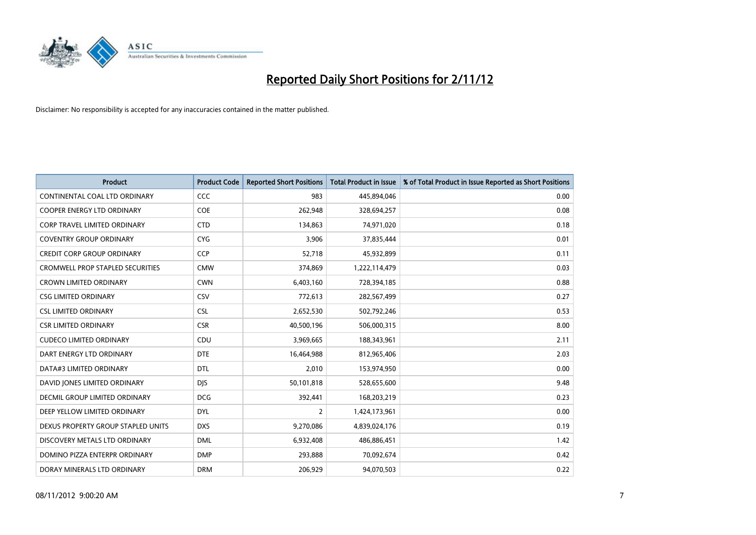# Reported Daily Short Positions for 2/11/12

Disclaimer: No responsibility is accepted for any inaccuracies contained in the matter published.

| Product | Product Code | Reported Short Positions | Total Product in Issue | % of Total Product in Issue Reported as Short Positions |
|---|---|---|---|---|
| CONTINENTAL COAL LTD ORDINARY | CCC | 983 | 445,894,046 | 0.00 |
| COOPER ENERGY LTD ORDINARY | COE | 262,948 | 328,694,257 | 0.08 |
| CORP TRAVEL LIMITED ORDINARY | CTD | 134,863 | 74,971,020 | 0.18 |
| COVENTRY GROUP ORDINARY | CYG | 3,906 | 37,835,444 | 0.01 |
| CREDIT CORP GROUP ORDINARY | CCP | 52,718 | 45,932,899 | 0.11 |
| CROMWELL PROP STAPLED SECURITIES | CMW | 374,869 | 1,222,114,479 | 0.03 |
| CROWN LIMITED ORDINARY | CWN | 6,403,160 | 728,394,185 | 0.88 |
| CSG LIMITED ORDINARY | CSV | 772,613 | 282,567,499 | 0.27 |
| CSL LIMITED ORDINARY | CSL | 2,652,530 | 502,792,246 | 0.53 |
| CSR LIMITED ORDINARY | CSR | 40,500,196 | 506,000,315 | 8.00 |
| CUDECO LIMITED ORDINARY | CDU | 3,969,665 | 188,343,961 | 2.11 |
| DART ENERGY LTD ORDINARY | DTE | 16,464,988 | 812,965,406 | 2.03 |
| DATA#3 LIMITED ORDINARY | DTL | 2,010 | 153,974,950 | 0.00 |
| DAVID JONES LIMITED ORDINARY | DJS | 50,101,818 | 528,655,600 | 9.48 |
| DECMIL GROUP LIMITED ORDINARY | DCG | 392,441 | 168,203,219 | 0.23 |
| DEEP YELLOW LIMITED ORDINARY | DYL | 2 | 1,424,173,961 | 0.00 |
| DEXUS PROPERTY GROUP STAPLED UNITS | DXS | 9,270,086 | 4,839,024,176 | 0.19 |
| DISCOVERY METALS LTD ORDINARY | DML | 6,932,408 | 486,886,451 | 1.42 |
| DOMINO PIZZA ENTERPR ORDINARY | DMP | 293,888 | 70,092,674 | 0.42 |
| DORAY MINERALS LTD ORDINARY | DRM | 206,929 | 94,070,503 | 0.22 |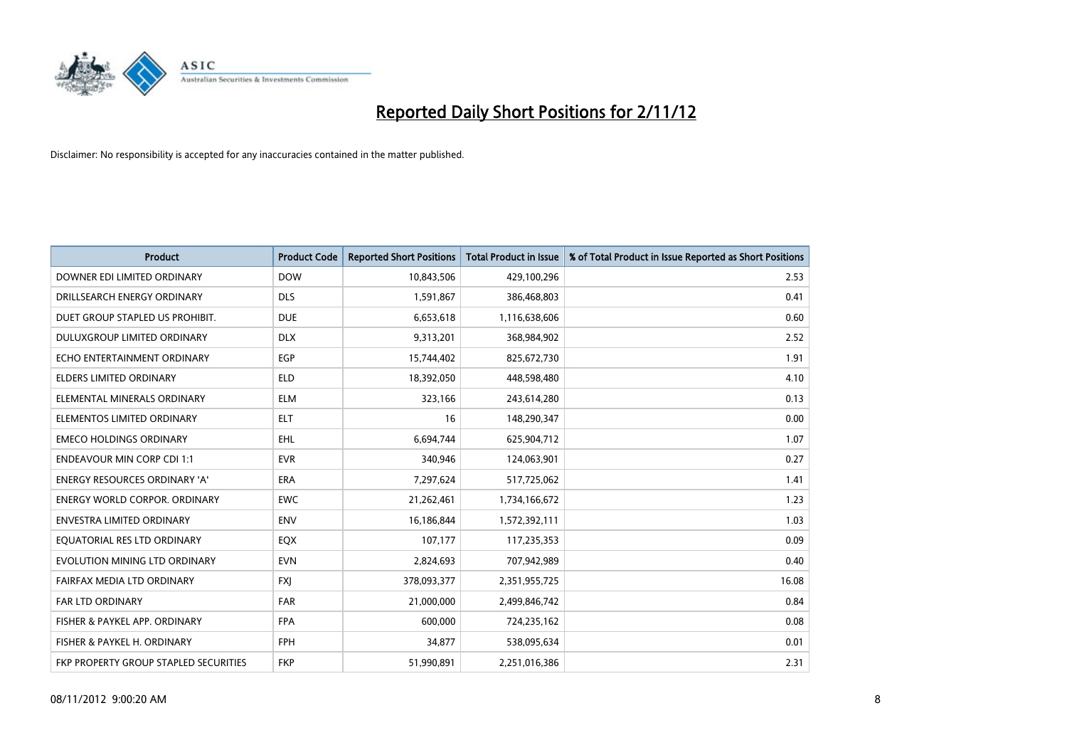# Reported Daily Short Positions for 2/11/12

Disclaimer: No responsibility is accepted for any inaccuracies contained in the matter published.

| Product | Product Code | Reported Short Positions | Total Product in Issue | % of Total Product in Issue Reported as Short Positions |
|---|---|---|---|---|
| DOWNER EDI LIMITED ORDINARY | DOW | 10,843,506 | 429,100,296 | 2.53 |
| DRILLSEARCH ENERGY ORDINARY | DLS | 1,591,867 | 386,468,803 | 0.41 |
| DUET GROUP STAPLED US PROHIBIT. | DUE | 6,653,618 | 1,116,638,606 | 0.60 |
| DULUXGROUP LIMITED ORDINARY | DLX | 9,313,201 | 368,984,902 | 2.52 |
| ECHO ENTERTAINMENT ORDINARY | EGP | 15,744,402 | 825,672,730 | 1.91 |
| ELDERS LIMITED ORDINARY | ELD | 18,392,050 | 448,598,480 | 4.10 |
| ELEMENTAL MINERALS ORDINARY | ELM | 323,166 | 243,614,280 | 0.13 |
| ELEMENTOS LIMITED ORDINARY | ELT | 16 | 148,290,347 | 0.00 |
| EMECO HOLDINGS ORDINARY | EHL | 6,694,744 | 625,904,712 | 1.07 |
| ENDEAVOUR MIN CORP CDI 1:1 | EVR | 340,946 | 124,063,901 | 0.27 |
| ENERGY RESOURCES ORDINARY 'A' | ERA | 7,297,624 | 517,725,062 | 1.41 |
| ENERGY WORLD CORPOR. ORDINARY | EWC | 21,262,461 | 1,734,166,672 | 1.23 |
| ENVESTRA LIMITED ORDINARY | ENV | 16,186,844 | 1,572,392,111 | 1.03 |
| EQUATORIAL RES LTD ORDINARY | EQX | 107,177 | 117,235,353 | 0.09 |
| EVOLUTION MINING LTD ORDINARY | EVN | 2,824,693 | 707,942,989 | 0.40 |
| FAIRFAX MEDIA LTD ORDINARY | FXJ | 378,093,377 | 2,351,955,725 | 16.08 |
| FAR LTD ORDINARY | FAR | 21,000,000 | 2,499,846,742 | 0.84 |
| FISHER & PAYKEL APP. ORDINARY | FPA | 600,000 | 724,235,162 | 0.08 |
| FISHER & PAYKEL H. ORDINARY | FPH | 34,877 | 538,095,634 | 0.01 |
| FKP PROPERTY GROUP STAPLED SECURITIES | FKP | 51,990,891 | 2,251,016,386 | 2.31 |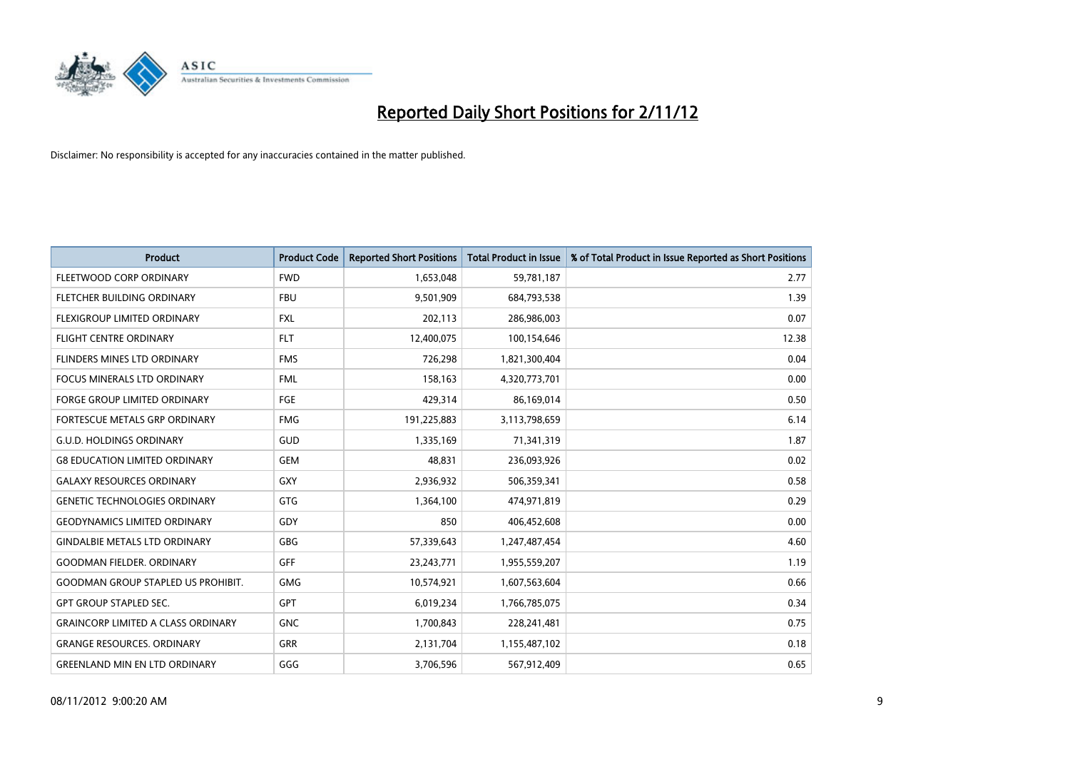# Reported Daily Short Positions for 2/11/12

Disclaimer: No responsibility is accepted for any inaccuracies contained in the matter published.

| Product | Product Code | Reported Short Positions | Total Product in Issue | % of Total Product in Issue Reported as Short Positions |
|---|---|---|---|---|
| FLEETWOOD CORP ORDINARY | FWD | 1,653,048 | 59,781,187 | 2.77 |
| FLETCHER BUILDING ORDINARY | FBU | 9,501,909 | 684,793,538 | 1.39 |
| FLEXIGROUP LIMITED ORDINARY | FXL | 202,113 | 286,986,003 | 0.07 |
| FLIGHT CENTRE ORDINARY | FLT | 12,400,075 | 100,154,646 | 12.38 |
| FLINDERS MINES LTD ORDINARY | FMS | 726,298 | 1,821,300,404 | 0.04 |
| FOCUS MINERALS LTD ORDINARY | FML | 158,163 | 4,320,773,701 | 0.00 |
| FORGE GROUP LIMITED ORDINARY | FGE | 429,314 | 86,169,014 | 0.50 |
| FORTESCUE METALS GRP ORDINARY | FMG | 191,225,883 | 3,113,798,659 | 6.14 |
| G.U.D. HOLDINGS ORDINARY | GUD | 1,335,169 | 71,341,319 | 1.87 |
| G8 EDUCATION LIMITED ORDINARY | GEM | 48,831 | 236,093,926 | 0.02 |
| GALAXY RESOURCES ORDINARY | GXY | 2,936,932 | 506,359,341 | 0.58 |
| GENETIC TECHNOLOGIES ORDINARY | GTG | 1,364,100 | 474,971,819 | 0.29 |
| GEODYNAMICS LIMITED ORDINARY | GDY | 850 | 406,452,608 | 0.00 |
| GINDALBIE METALS LTD ORDINARY | GBG | 57,339,643 | 1,247,487,454 | 4.60 |
| GOODMAN FIELDER. ORDINARY | GFF | 23,243,771 | 1,955,559,207 | 1.19 |
| GOODMAN GROUP STAPLED US PROHIBIT. | GMG | 10,574,921 | 1,607,563,604 | 0.66 |
| GPT GROUP STAPLED SEC. | GPT | 6,019,234 | 1,766,785,075 | 0.34 |
| GRAINCORP LIMITED A CLASS ORDINARY | GNC | 1,700,843 | 228,241,481 | 0.75 |
| GRANGE RESOURCES. ORDINARY | GRR | 2,131,704 | 1,155,487,102 | 0.18 |
| GREENLAND MIN EN LTD ORDINARY | GGG | 3,706,596 | 567,912,409 | 0.65 |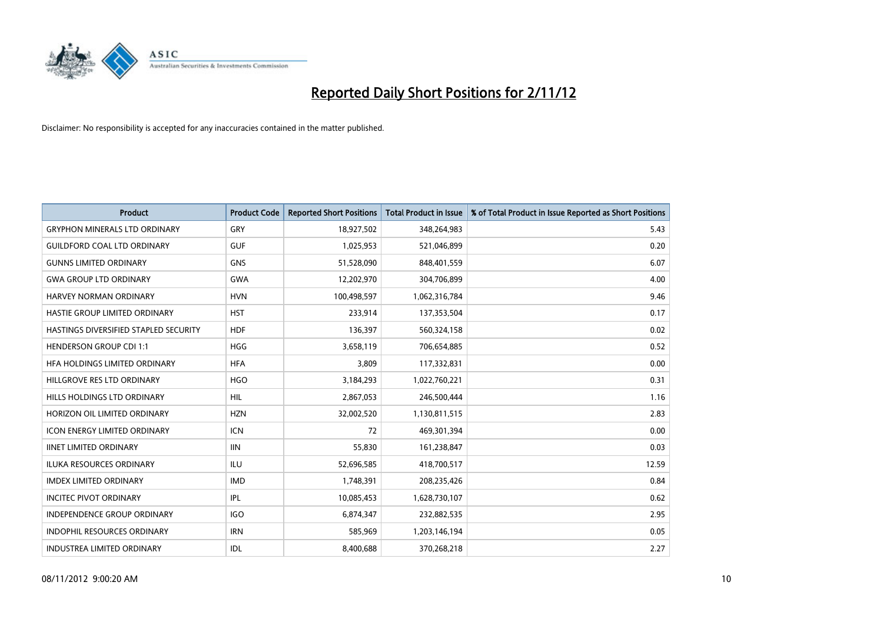# Reported Daily Short Positions for 2/11/12

Disclaimer: No responsibility is accepted for any inaccuracies contained in the matter published.

| Product | Product Code | Reported Short Positions | Total Product in Issue | % of Total Product in Issue Reported as Short Positions |
|---|---|---|---|---|
| GRYPHON MINERALS LTD ORDINARY | GRY | 18,927,502 | 348,264,983 | 5.43 |
| GUILDFORD COAL LTD ORDINARY | GUF | 1,025,953 | 521,046,899 | 0.20 |
| GUNNS LIMITED ORDINARY | GNS | 51,528,090 | 848,401,559 | 6.07 |
| GWA GROUP LTD ORDINARY | GWA | 12,202,970 | 304,706,899 | 4.00 |
| HARVEY NORMAN ORDINARY | HVN | 100,498,597 | 1,062,316,784 | 9.46 |
| HASTIE GROUP LIMITED ORDINARY | HST | 233,914 | 137,353,504 | 0.17 |
| HASTINGS DIVERSIFIED STAPLED SECURITY | HDF | 136,397 | 560,324,158 | 0.02 |
| HENDERSON GROUP CDI 1:1 | HGG | 3,658,119 | 706,654,885 | 0.52 |
| HFA HOLDINGS LIMITED ORDINARY | HFA | 3,809 | 117,332,831 | 0.00 |
| HILLGROVE RES LTD ORDINARY | HGO | 3,184,293 | 1,022,760,221 | 0.31 |
| HILLS HOLDINGS LTD ORDINARY | HIL | 2,867,053 | 246,500,444 | 1.16 |
| HORIZON OIL LIMITED ORDINARY | HZN | 32,002,520 | 1,130,811,515 | 2.83 |
| ICON ENERGY LIMITED ORDINARY | ICN | 72 | 469,301,394 | 0.00 |
| IINET LIMITED ORDINARY | IIN | 55,830 | 161,238,847 | 0.03 |
| ILUKA RESOURCES ORDINARY | ILU | 52,696,585 | 418,700,517 | 12.59 |
| IMDEX LIMITED ORDINARY | IMD | 1,748,391 | 208,235,426 | 0.84 |
| INCITEC PIVOT ORDINARY | IPL | 10,085,453 | 1,628,730,107 | 0.62 |
| INDEPENDENCE GROUP ORDINARY | IGO | 6,874,347 | 232,882,535 | 2.95 |
| INDOPHIL RESOURCES ORDINARY | IRN | 585,969 | 1,203,146,194 | 0.05 |
| INDUSTREA LIMITED ORDINARY | IDL | 8,400,688 | 370,268,218 | 2.27 |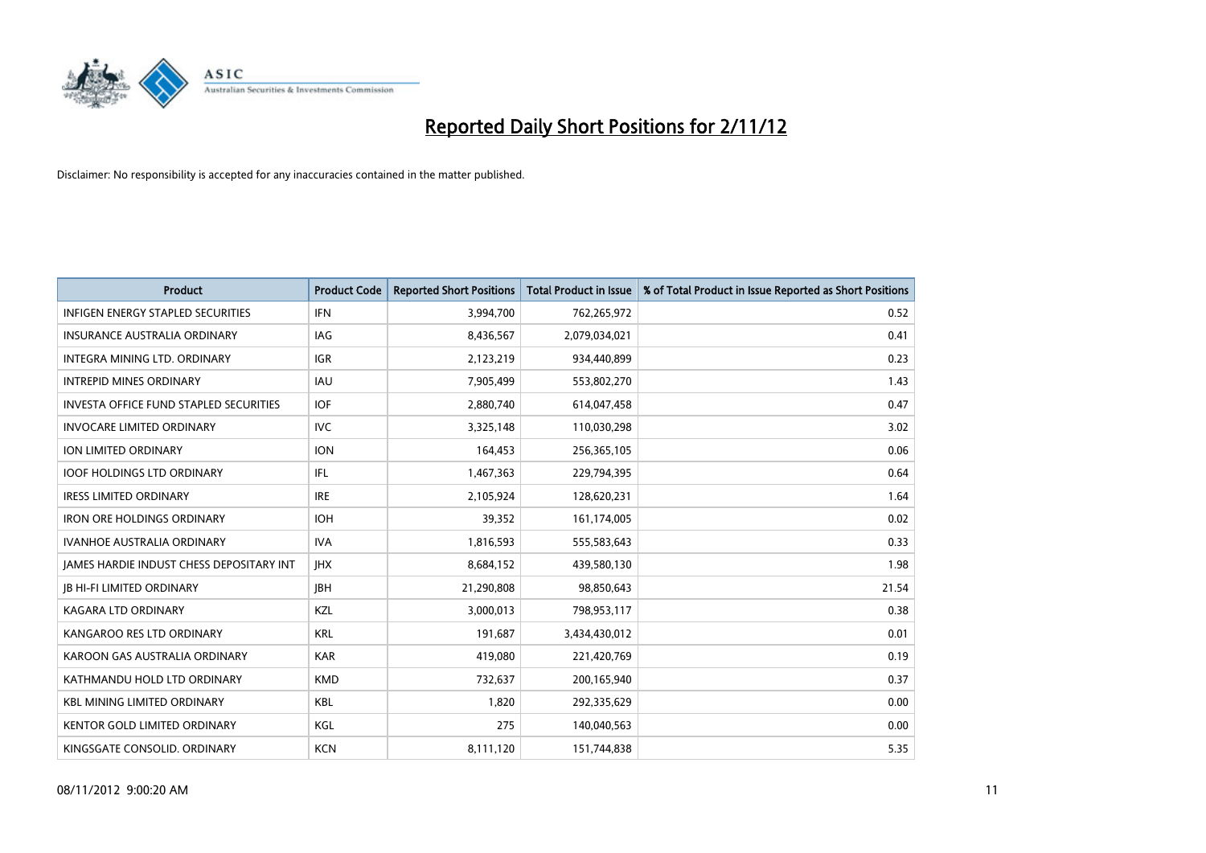# Reported Daily Short Positions for 2/11/12

Disclaimer: No responsibility is accepted for any inaccuracies contained in the matter published.

| Product | Product Code | Reported Short Positions | Total Product in Issue | % of Total Product in Issue Reported as Short Positions |
|---|---|---|---|---|
| INFIGEN ENERGY STAPLED SECURITIES | IFN | 3,994,700 | 762,265,972 | 0.52 |
| INSURANCE AUSTRALIA ORDINARY | IAG | 8,436,567 | 2,079,034,021 | 0.41 |
| INTEGRA MINING LTD. ORDINARY | IGR | 2,123,219 | 934,440,899 | 0.23 |
| INTREPID MINES ORDINARY | IAU | 7,905,499 | 553,802,270 | 1.43 |
| INVESTA OFFICE FUND STAPLED SECURITIES | IOF | 2,880,740 | 614,047,458 | 0.47 |
| INVOCARE LIMITED ORDINARY | IVC | 3,325,148 | 110,030,298 | 3.02 |
| ION LIMITED ORDINARY | ION | 164,453 | 256,365,105 | 0.06 |
| IOOF HOLDINGS LTD ORDINARY | IFL | 1,467,363 | 229,794,395 | 0.64 |
| IRESS LIMITED ORDINARY | IRE | 2,105,924 | 128,620,231 | 1.64 |
| IRON ORE HOLDINGS ORDINARY | IOH | 39,352 | 161,174,005 | 0.02 |
| IVANHOE AUSTRALIA ORDINARY | IVA | 1,816,593 | 555,583,643 | 0.33 |
| JAMES HARDIE INDUST CHESS DEPOSITARY INT | JHX | 8,684,152 | 439,580,130 | 1.98 |
| JB HI-FI LIMITED ORDINARY | JBH | 21,290,808 | 98,850,643 | 21.54 |
| KAGARA LTD ORDINARY | KZL | 3,000,013 | 798,953,117 | 0.38 |
| KANGAROO RES LTD ORDINARY | KRL | 191,687 | 3,434,430,012 | 0.01 |
| KAROON GAS AUSTRALIA ORDINARY | KAR | 419,080 | 221,420,769 | 0.19 |
| KATHMANDU HOLD LTD ORDINARY | KMD | 732,637 | 200,165,940 | 0.37 |
| KBL MINING LIMITED ORDINARY | KBL | 1,820 | 292,335,629 | 0.00 |
| KENTOR GOLD LIMITED ORDINARY | KGL | 275 | 140,040,563 | 0.00 |
| KINGSGATE CONSOLID. ORDINARY | KCN | 8,111,120 | 151,744,838 | 5.35 |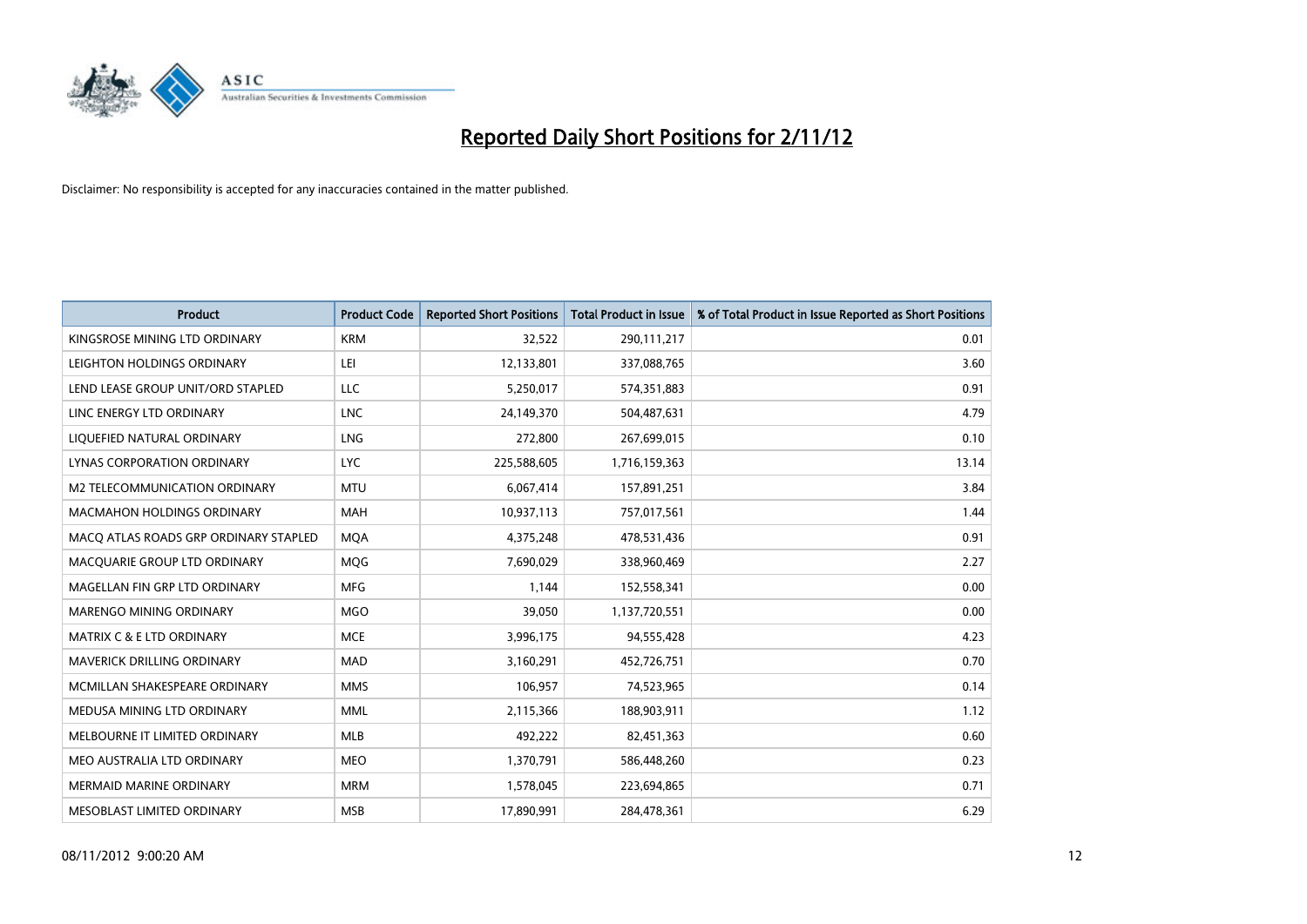# Reported Daily Short Positions for 2/11/12

Disclaimer: No responsibility is accepted for any inaccuracies contained in the matter published.

| Product | Product Code | Reported Short Positions | Total Product in Issue | % of Total Product in Issue Reported as Short Positions |
|---|---|---|---|---|
| KINGSROSE MINING LTD ORDINARY | KRM | 32,522 | 290,111,217 | 0.01 |
| LEIGHTON HOLDINGS ORDINARY | LEI | 12,133,801 | 337,088,765 | 3.60 |
| LEND LEASE GROUP UNIT/ORD STAPLED | LLC | 5,250,017 | 574,351,883 | 0.91 |
| LINC ENERGY LTD ORDINARY | LNC | 24,149,370 | 504,487,631 | 4.79 |
| LIQUEFIED NATURAL ORDINARY | LNG | 272,800 | 267,699,015 | 0.10 |
| LYNAS CORPORATION ORDINARY | LYC | 225,588,605 | 1,716,159,363 | 13.14 |
| M2 TELECOMMUNICATION ORDINARY | MTU | 6,067,414 | 157,891,251 | 3.84 |
| MACMAHON HOLDINGS ORDINARY | MAH | 10,937,113 | 757,017,561 | 1.44 |
| MACQ ATLAS ROADS GRP ORDINARY STAPLED | MQA | 4,375,248 | 478,531,436 | 0.91 |
| MACQUARIE GROUP LTD ORDINARY | MQG | 7,690,029 | 338,960,469 | 2.27 |
| MAGELLAN FIN GRP LTD ORDINARY | MFG | 1,144 | 152,558,341 | 0.00 |
| MARENGO MINING ORDINARY | MGO | 39,050 | 1,137,720,551 | 0.00 |
| MATRIX C & E LTD ORDINARY | MCE | 3,996,175 | 94,555,428 | 4.23 |
| MAVERICK DRILLING ORDINARY | MAD | 3,160,291 | 452,726,751 | 0.70 |
| MCMILLAN SHAKESPEARE ORDINARY | MMS | 106,957 | 74,523,965 | 0.14 |
| MEDUSA MINING LTD ORDINARY | MML | 2,115,366 | 188,903,911 | 1.12 |
| MELBOURNE IT LIMITED ORDINARY | MLB | 492,222 | 82,451,363 | 0.60 |
| MEO AUSTRALIA LTD ORDINARY | MEO | 1,370,791 | 586,448,260 | 0.23 |
| MERMAID MARINE ORDINARY | MRM | 1,578,045 | 223,694,865 | 0.71 |
| MESOBLAST LIMITED ORDINARY | MSB | 17,890,991 | 284,478,361 | 6.29 |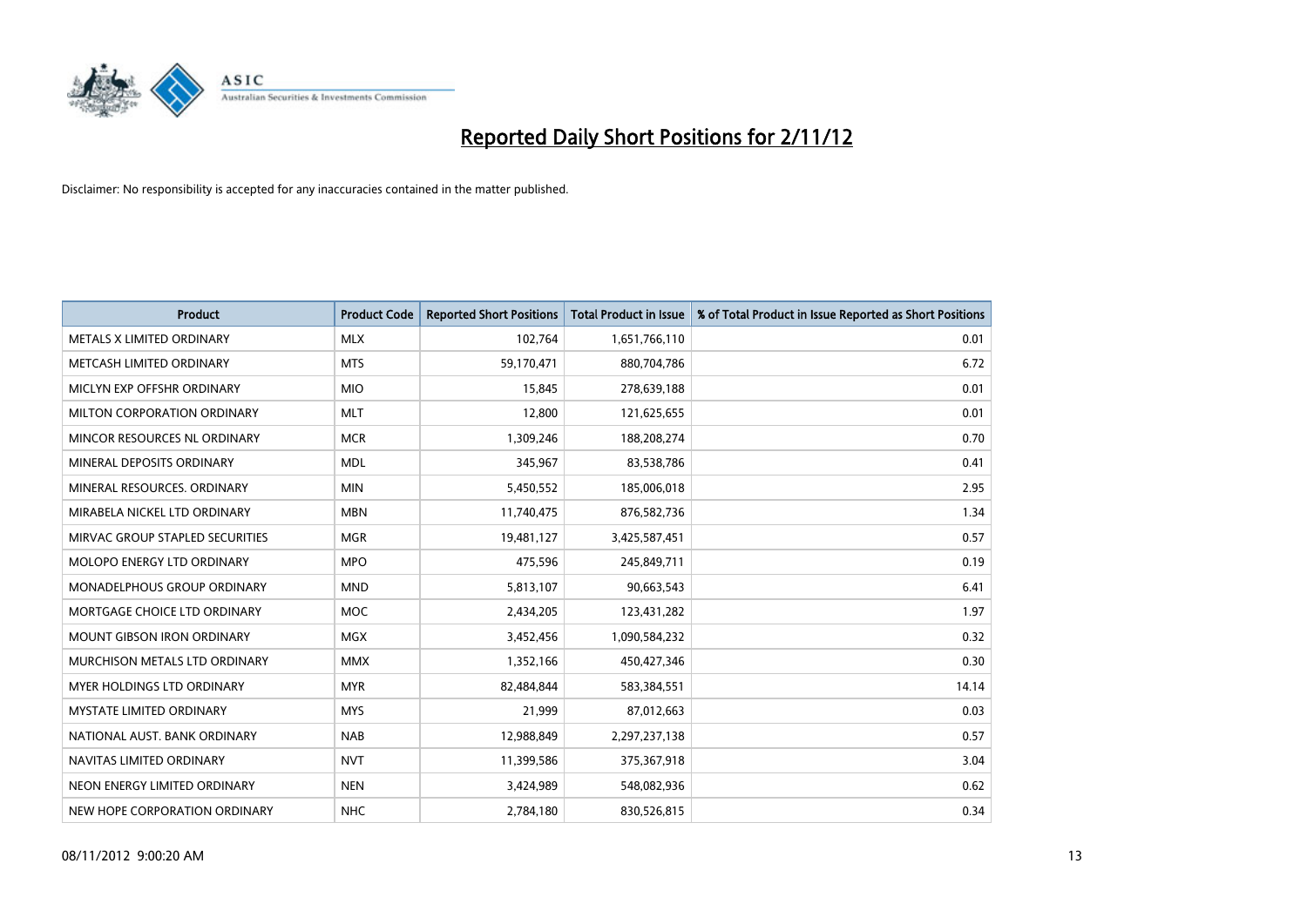# Reported Daily Short Positions for 2/11/12

Disclaimer: No responsibility is accepted for any inaccuracies contained in the matter published.

| Product | Product Code | Reported Short Positions | Total Product in Issue | % of Total Product in Issue Reported as Short Positions |
|---|---|---|---|---|
| METALS X LIMITED ORDINARY | MLX | 102,764 | 1,651,766,110 | 0.01 |
| METCASH LIMITED ORDINARY | MTS | 59,170,471 | 880,704,786 | 6.72 |
| MICLYN EXP OFFSHR ORDINARY | MIO | 15,845 | 278,639,188 | 0.01 |
| MILTON CORPORATION ORDINARY | MLT | 12,800 | 121,625,655 | 0.01 |
| MINCOR RESOURCES NL ORDINARY | MCR | 1,309,246 | 188,208,274 | 0.70 |
| MINERAL DEPOSITS ORDINARY | MDL | 345,967 | 83,538,786 | 0.41 |
| MINERAL RESOURCES. ORDINARY | MIN | 5,450,552 | 185,006,018 | 2.95 |
| MIRABELA NICKEL LTD ORDINARY | MBN | 11,740,475 | 876,582,736 | 1.34 |
| MIRVAC GROUP STAPLED SECURITIES | MGR | 19,481,127 | 3,425,587,451 | 0.57 |
| MOLOPO ENERGY LTD ORDINARY | MPO | 475,596 | 245,849,711 | 0.19 |
| MONADELPHOUS GROUP ORDINARY | MND | 5,813,107 | 90,663,543 | 6.41 |
| MORTGAGE CHOICE LTD ORDINARY | MOC | 2,434,205 | 123,431,282 | 1.97 |
| MOUNT GIBSON IRON ORDINARY | MGX | 3,452,456 | 1,090,584,232 | 0.32 |
| MURCHISON METALS LTD ORDINARY | MMX | 1,352,166 | 450,427,346 | 0.30 |
| MYER HOLDINGS LTD ORDINARY | MYR | 82,484,844 | 583,384,551 | 14.14 |
| MYSTATE LIMITED ORDINARY | MYS | 21,999 | 87,012,663 | 0.03 |
| NATIONAL AUST. BANK ORDINARY | NAB | 12,988,849 | 2,297,237,138 | 0.57 |
| NAVITAS LIMITED ORDINARY | NVT | 11,399,586 | 375,367,918 | 3.04 |
| NEON ENERGY LIMITED ORDINARY | NEN | 3,424,989 | 548,082,936 | 0.62 |
| NEW HOPE CORPORATION ORDINARY | NHC | 2,784,180 | 830,526,815 | 0.34 |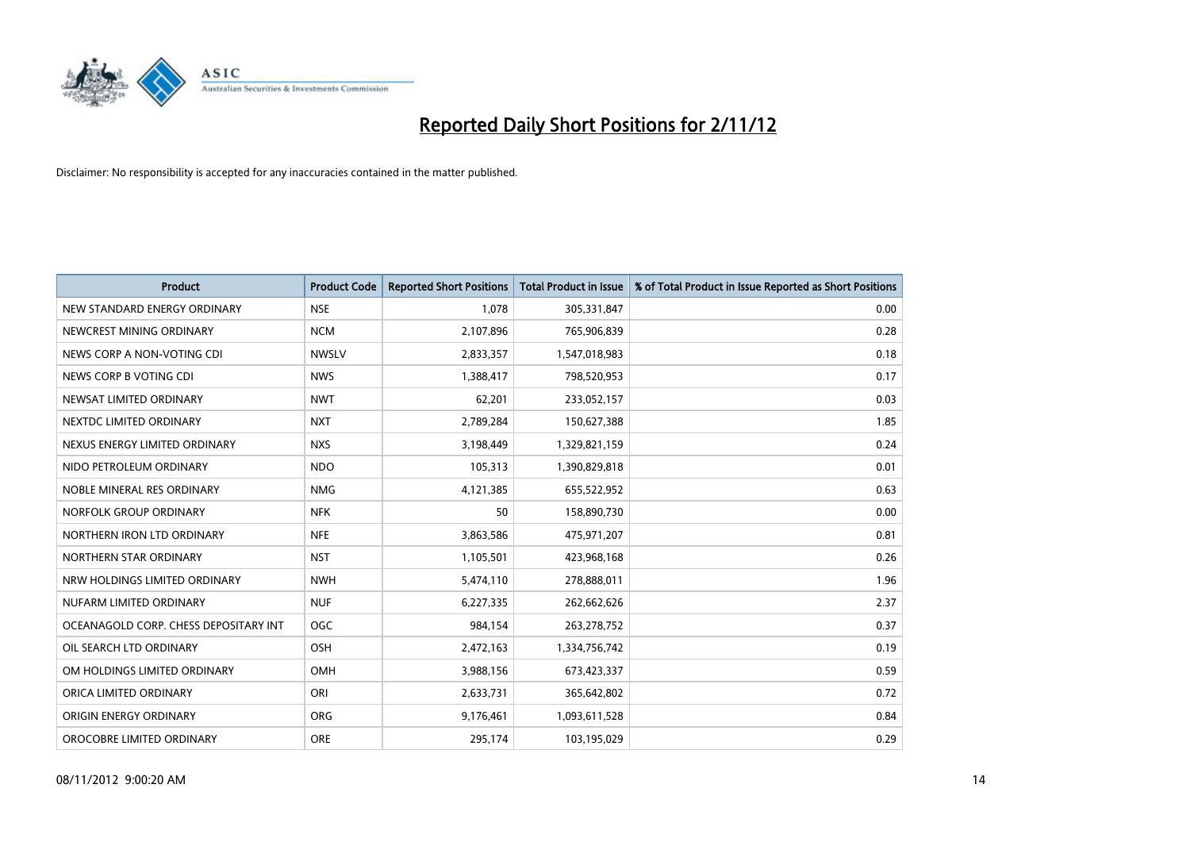# Reported Daily Short Positions for 2/11/12

Disclaimer: No responsibility is accepted for any inaccuracies contained in the matter published.

| Product | Product Code | Reported Short Positions | Total Product in Issue | % of Total Product in Issue Reported as Short Positions |
|---|---|---|---|---|
| NEW STANDARD ENERGY ORDINARY | NSE | 1,078 | 305,331,847 | 0.00 |
| NEWCREST MINING ORDINARY | NCM | 2,107,896 | 765,906,839 | 0.28 |
| NEWS CORP A NON-VOTING CDI | NWSLV | 2,833,357 | 1,547,018,983 | 0.18 |
| NEWS CORP B VOTING CDI | NWS | 1,388,417 | 798,520,953 | 0.17 |
| NEWSAT LIMITED ORDINARY | NWT | 62,201 | 233,052,157 | 0.03 |
| NEXTDC LIMITED ORDINARY | NXT | 2,789,284 | 150,627,388 | 1.85 |
| NEXUS ENERGY LIMITED ORDINARY | NXS | 3,198,449 | 1,329,821,159 | 0.24 |
| NIDO PETROLEUM ORDINARY | NDO | 105,313 | 1,390,829,818 | 0.01 |
| NOBLE MINERAL RES ORDINARY | NMG | 4,121,385 | 655,522,952 | 0.63 |
| NORFOLK GROUP ORDINARY | NFK | 50 | 158,890,730 | 0.00 |
| NORTHERN IRON LTD ORDINARY | NFE | 3,863,586 | 475,971,207 | 0.81 |
| NORTHERN STAR ORDINARY | NST | 1,105,501 | 423,968,168 | 0.26 |
| NRW HOLDINGS LIMITED ORDINARY | NWH | 5,474,110 | 278,888,011 | 1.96 |
| NUFARM LIMITED ORDINARY | NUF | 6,227,335 | 262,662,626 | 2.37 |
| OCEANAGOLD CORP. CHESS DEPOSITARY INT | OGC | 984,154 | 263,278,752 | 0.37 |
| OIL SEARCH LTD ORDINARY | OSH | 2,472,163 | 1,334,756,742 | 0.19 |
| OM HOLDINGS LIMITED ORDINARY | OMH | 3,988,156 | 673,423,337 | 0.59 |
| ORICA LIMITED ORDINARY | ORI | 2,633,731 | 365,642,802 | 0.72 |
| ORIGIN ENERGY ORDINARY | ORG | 9,176,461 | 1,093,611,528 | 0.84 |
| OROCOBRE LIMITED ORDINARY | ORE | 295,174 | 103,195,029 | 0.29 |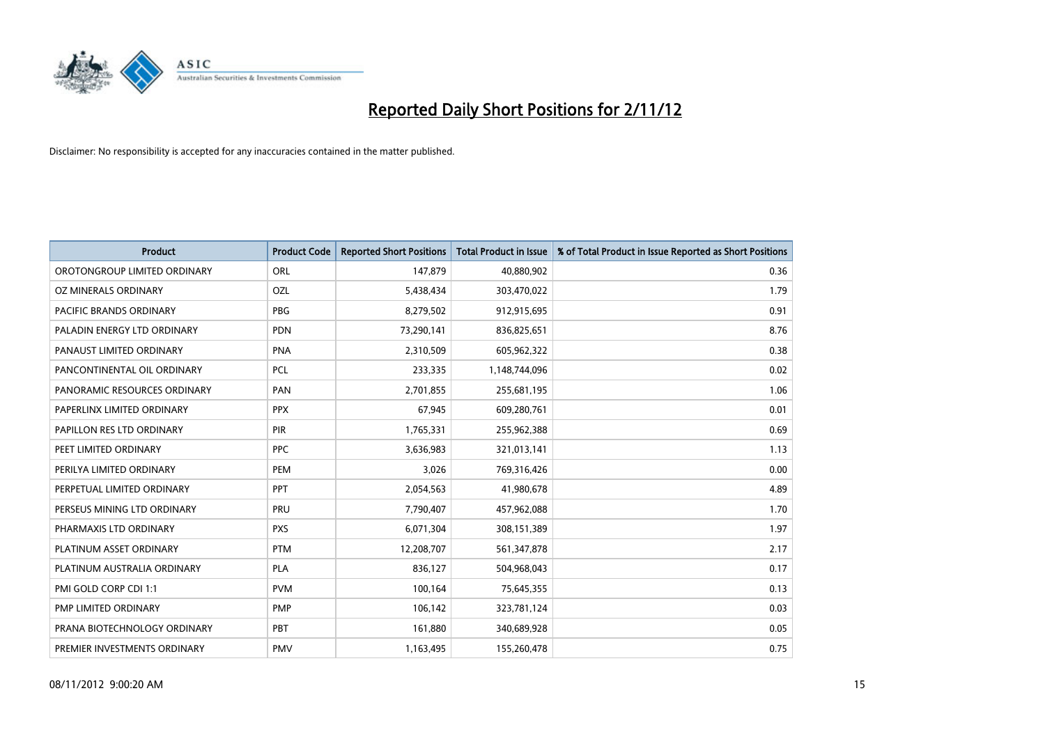# Reported Daily Short Positions for 2/11/12

Disclaimer: No responsibility is accepted for any inaccuracies contained in the matter published.

| Product | Product Code | Reported Short Positions | Total Product in Issue | % of Total Product in Issue Reported as Short Positions |
|---|---|---|---|---|
| OROTONGROUP LIMITED ORDINARY | ORL | 147,879 | 40,880,902 | 0.36 |
| OZ MINERALS ORDINARY | OZL | 5,438,434 | 303,470,022 | 1.79 |
| PACIFIC BRANDS ORDINARY | PBG | 8,279,502 | 912,915,695 | 0.91 |
| PALADIN ENERGY LTD ORDINARY | PDN | 73,290,141 | 836,825,651 | 8.76 |
| PANAUST LIMITED ORDINARY | PNA | 2,310,509 | 605,962,322 | 0.38 |
| PANCONTINENTAL OIL ORDINARY | PCL | 233,335 | 1,148,744,096 | 0.02 |
| PANORAMIC RESOURCES ORDINARY | PAN | 2,701,855 | 255,681,195 | 1.06 |
| PAPERLINX LIMITED ORDINARY | PPX | 67,945 | 609,280,761 | 0.01 |
| PAPILLON RES LTD ORDINARY | PIR | 1,765,331 | 255,962,388 | 0.69 |
| PEET LIMITED ORDINARY | PPC | 3,636,983 | 321,013,141 | 1.13 |
| PERILYA LIMITED ORDINARY | PEM | 3,026 | 769,316,426 | 0.00 |
| PERPETUAL LIMITED ORDINARY | PPT | 2,054,563 | 41,980,678 | 4.89 |
| PERSEUS MINING LTD ORDINARY | PRU | 7,790,407 | 457,962,088 | 1.70 |
| PHARMAXIS LTD ORDINARY | PXS | 6,071,304 | 308,151,389 | 1.97 |
| PLATINUM ASSET ORDINARY | PTM | 12,208,707 | 561,347,878 | 2.17 |
| PLATINUM AUSTRALIA ORDINARY | PLA | 836,127 | 504,968,043 | 0.17 |
| PMI GOLD CORP CDI 1:1 | PVM | 100,164 | 75,645,355 | 0.13 |
| PMP LIMITED ORDINARY | PMP | 106,142 | 323,781,124 | 0.03 |
| PRANA BIOTECHNOLOGY ORDINARY | PBT | 161,880 | 340,689,928 | 0.05 |
| PREMIER INVESTMENTS ORDINARY | PMV | 1,163,495 | 155,260,478 | 0.75 |

08/11/2012 9:00:20 AM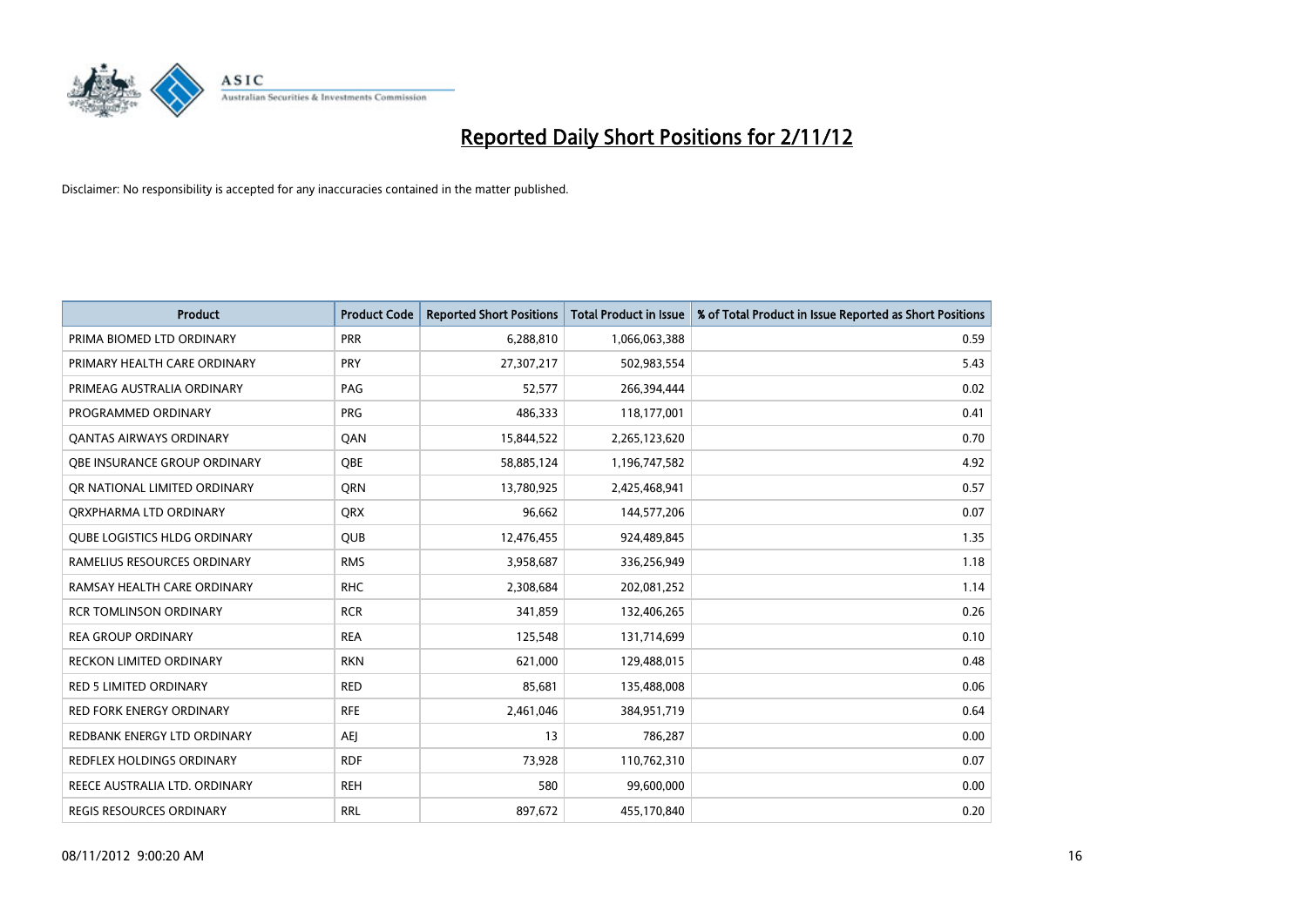# Reported Daily Short Positions for 2/11/12

Disclaimer: No responsibility is accepted for any inaccuracies contained in the matter published.

| Product | Product Code | Reported Short Positions | Total Product in Issue | % of Total Product in Issue Reported as Short Positions |
|---|---|---|---|---|
| PRIMA BIOMED LTD ORDINARY | PRR | 6,288,810 | 1,066,063,388 | 0.59 |
| PRIMARY HEALTH CARE ORDINARY | PRY | 27,307,217 | 502,983,554 | 5.43 |
| PRIMEAG AUSTRALIA ORDINARY | PAG | 52,577 | 266,394,444 | 0.02 |
| PROGRAMMED ORDINARY | PRG | 486,333 | 118,177,001 | 0.41 |
| QANTAS AIRWAYS ORDINARY | QAN | 15,844,522 | 2,265,123,620 | 0.70 |
| QBE INSURANCE GROUP ORDINARY | QBE | 58,885,124 | 1,196,747,582 | 4.92 |
| QR NATIONAL LIMITED ORDINARY | QRN | 13,780,925 | 2,425,468,941 | 0.57 |
| QRXPHARMA LTD ORDINARY | QRX | 96,662 | 144,577,206 | 0.07 |
| QUBE LOGISTICS HLDG ORDINARY | QUB | 12,476,455 | 924,489,845 | 1.35 |
| RAMELIUS RESOURCES ORDINARY | RMS | 3,958,687 | 336,256,949 | 1.18 |
| RAMSAY HEALTH CARE ORDINARY | RHC | 2,308,684 | 202,081,252 | 1.14 |
| RCR TOMLINSON ORDINARY | RCR | 341,859 | 132,406,265 | 0.26 |
| REA GROUP ORDINARY | REA | 125,548 | 131,714,699 | 0.10 |
| RECKON LIMITED ORDINARY | RKN | 621,000 | 129,488,015 | 0.48 |
| RED 5 LIMITED ORDINARY | RED | 85,681 | 135,488,008 | 0.06 |
| RED FORK ENERGY ORDINARY | RFE | 2,461,046 | 384,951,719 | 0.64 |
| REDBANK ENERGY LTD ORDINARY | AEJ | 13 | 786,287 | 0.00 |
| REDFLEX HOLDINGS ORDINARY | RDF | 73,928 | 110,762,310 | 0.07 |
| REECE AUSTRALIA LTD. ORDINARY | REH | 580 | 99,600,000 | 0.00 |
| REGIS RESOURCES ORDINARY | RRL | 897,672 | 455,170,840 | 0.20 |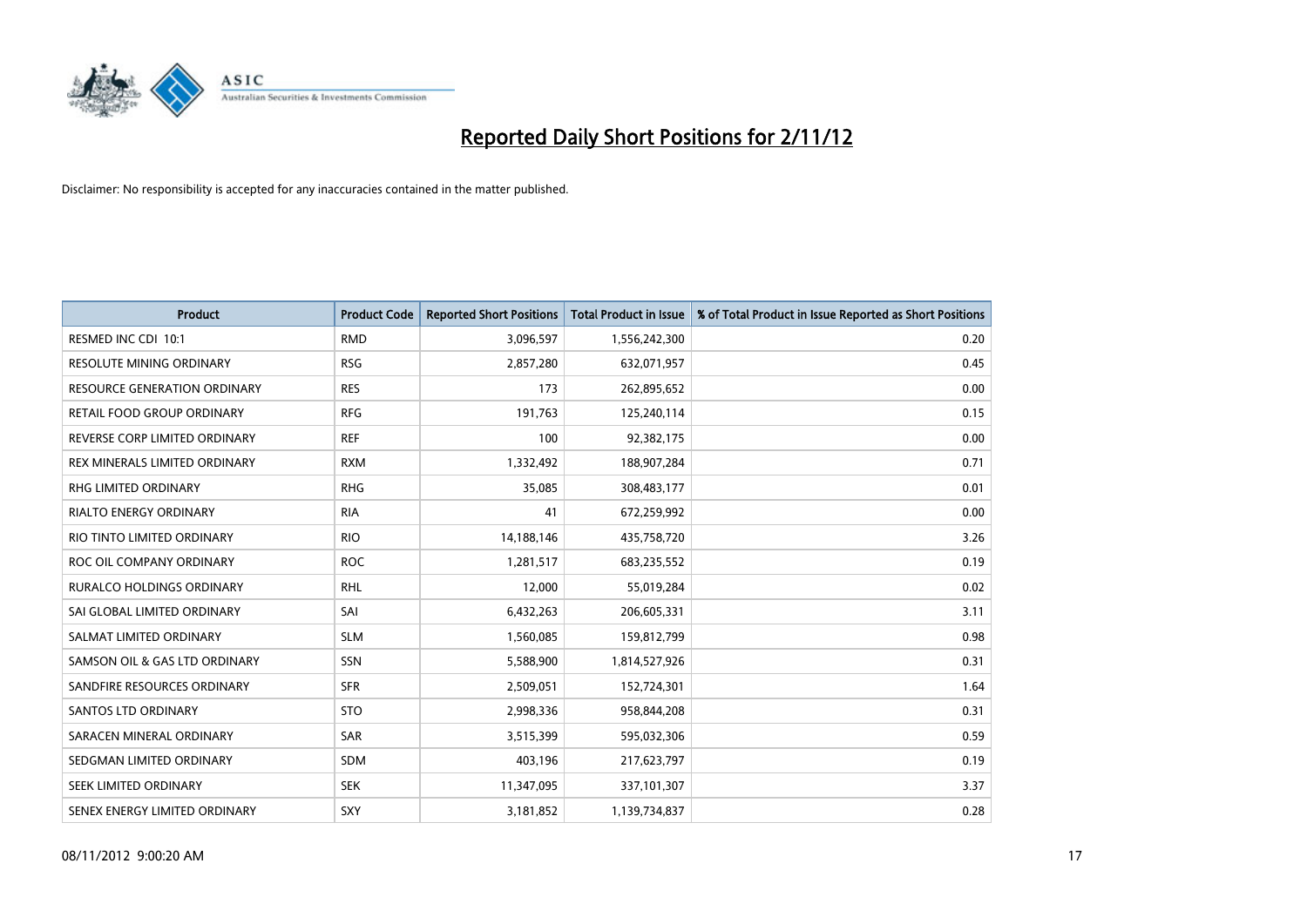# Reported Daily Short Positions for 2/11/12

Disclaimer: No responsibility is accepted for any inaccuracies contained in the matter published.

| Product | Product Code | Reported Short Positions | Total Product in Issue | % of Total Product in Issue Reported as Short Positions |
|---|---|---|---|---|
| RESMED INC CDI 10:1 | RMD | 3,096,597 | 1,556,242,300 | 0.20 |
| RESOLUTE MINING ORDINARY | RSG | 2,857,280 | 632,071,957 | 0.45 |
| RESOURCE GENERATION ORDINARY | RES | 173 | 262,895,652 | 0.00 |
| RETAIL FOOD GROUP ORDINARY | RFG | 191,763 | 125,240,114 | 0.15 |
| REVERSE CORP LIMITED ORDINARY | REF | 100 | 92,382,175 | 0.00 |
| REX MINERALS LIMITED ORDINARY | RXM | 1,332,492 | 188,907,284 | 0.71 |
| RHG LIMITED ORDINARY | RHG | 35,085 | 308,483,177 | 0.01 |
| RIALTO ENERGY ORDINARY | RIA | 41 | 672,259,992 | 0.00 |
| RIO TINTO LIMITED ORDINARY | RIO | 14,188,146 | 435,758,720 | 3.26 |
| ROC OIL COMPANY ORDINARY | ROC | 1,281,517 | 683,235,552 | 0.19 |
| RURALCO HOLDINGS ORDINARY | RHL | 12,000 | 55,019,284 | 0.02 |
| SAI GLOBAL LIMITED ORDINARY | SAI | 6,432,263 | 206,605,331 | 3.11 |
| SALMAT LIMITED ORDINARY | SLM | 1,560,085 | 159,812,799 | 0.98 |
| SAMSON OIL & GAS LTD ORDINARY | SSN | 5,588,900 | 1,814,527,926 | 0.31 |
| SANDFIRE RESOURCES ORDINARY | SFR | 2,509,051 | 152,724,301 | 1.64 |
| SANTOS LTD ORDINARY | STO | 2,998,336 | 958,844,208 | 0.31 |
| SARACEN MINERAL ORDINARY | SAR | 3,515,399 | 595,032,306 | 0.59 |
| SEDGMAN LIMITED ORDINARY | SDM | 403,196 | 217,623,797 | 0.19 |
| SEEK LIMITED ORDINARY | SEK | 11,347,095 | 337,101,307 | 3.37 |
| SENEX ENERGY LIMITED ORDINARY | SXY | 3,181,852 | 1,139,734,837 | 0.28 |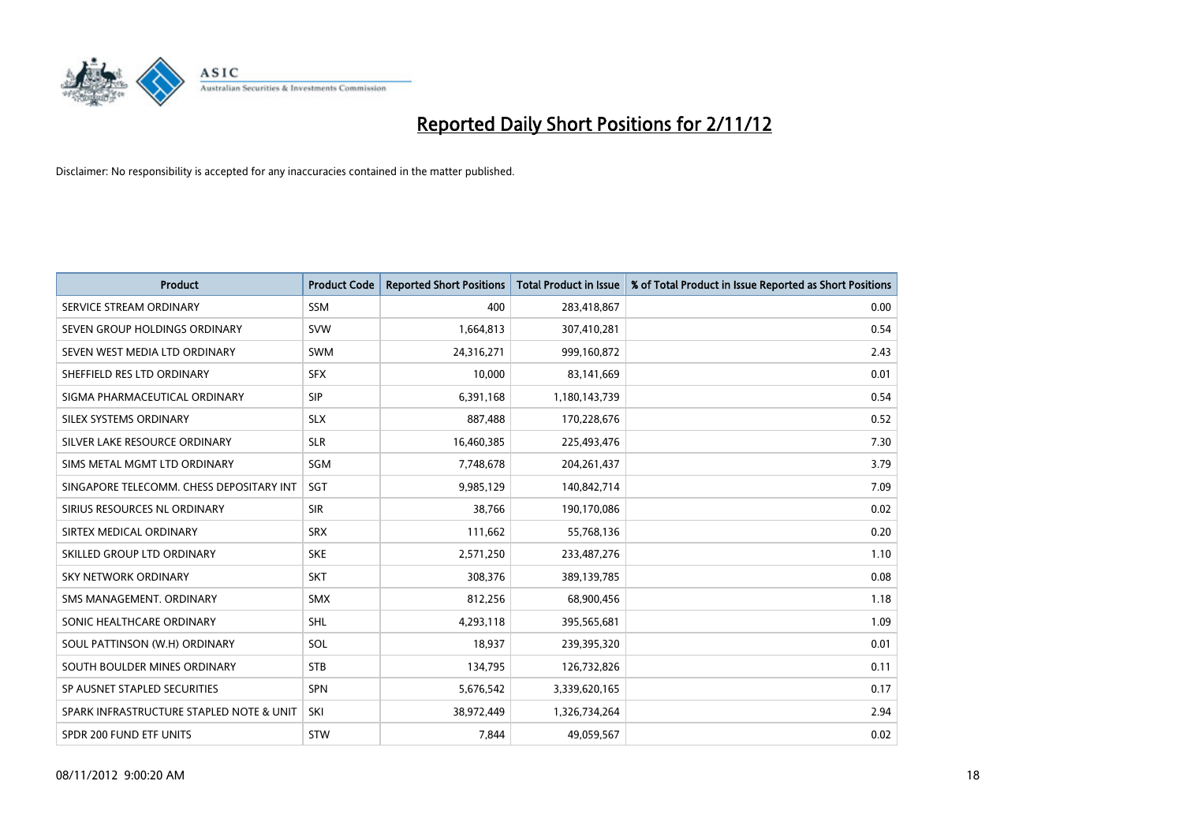# Reported Daily Short Positions for 2/11/12

Disclaimer: No responsibility is accepted for any inaccuracies contained in the matter published.

| Product | Product Code | Reported Short Positions | Total Product in Issue | % of Total Product in Issue Reported as Short Positions |
|---|---|---|---|---|
| SERVICE STREAM ORDINARY | SSM | 400 | 283,418,867 | 0.00 |
| SEVEN GROUP HOLDINGS ORDINARY | SVW | 1,664,813 | 307,410,281 | 0.54 |
| SEVEN WEST MEDIA LTD ORDINARY | SWM | 24,316,271 | 999,160,872 | 2.43 |
| SHEFFIELD RES LTD ORDINARY | SFX | 10,000 | 83,141,669 | 0.01 |
| SIGMA PHARMACEUTICAL ORDINARY | SIP | 6,391,168 | 1,180,143,739 | 0.54 |
| SILEX SYSTEMS ORDINARY | SLX | 887,488 | 170,228,676 | 0.52 |
| SILVER LAKE RESOURCE ORDINARY | SLR | 16,460,385 | 225,493,476 | 7.30 |
| SIMS METAL MGMT LTD ORDINARY | SGM | 7,748,678 | 204,261,437 | 3.79 |
| SINGAPORE TELECOMM. CHESS DEPOSITARY INT | SGT | 9,985,129 | 140,842,714 | 7.09 |
| SIRIUS RESOURCES NL ORDINARY | SIR | 38,766 | 190,170,086 | 0.02 |
| SIRTEX MEDICAL ORDINARY | SRX | 111,662 | 55,768,136 | 0.20 |
| SKILLED GROUP LTD ORDINARY | SKE | 2,571,250 | 233,487,276 | 1.10 |
| SKY NETWORK ORDINARY | SKT | 308,376 | 389,139,785 | 0.08 |
| SMS MANAGEMENT. ORDINARY | SMX | 812,256 | 68,900,456 | 1.18 |
| SONIC HEALTHCARE ORDINARY | SHL | 4,293,118 | 395,565,681 | 1.09 |
| SOUL PATTINSON (W.H) ORDINARY | SOL | 18,937 | 239,395,320 | 0.01 |
| SOUTH BOULDER MINES ORDINARY | STB | 134,795 | 126,732,826 | 0.11 |
| SP AUSNET STAPLED SECURITIES | SPN | 5,676,542 | 3,339,620,165 | 0.17 |
| SPARK INFRASTRUCTURE STAPLED NOTE & UNIT | SKI | 38,972,449 | 1,326,734,264 | 2.94 |
| SPDR 200 FUND ETF UNITS | STW | 7,844 | 49,059,567 | 0.02 |

08/11/2012 9:00:20 AM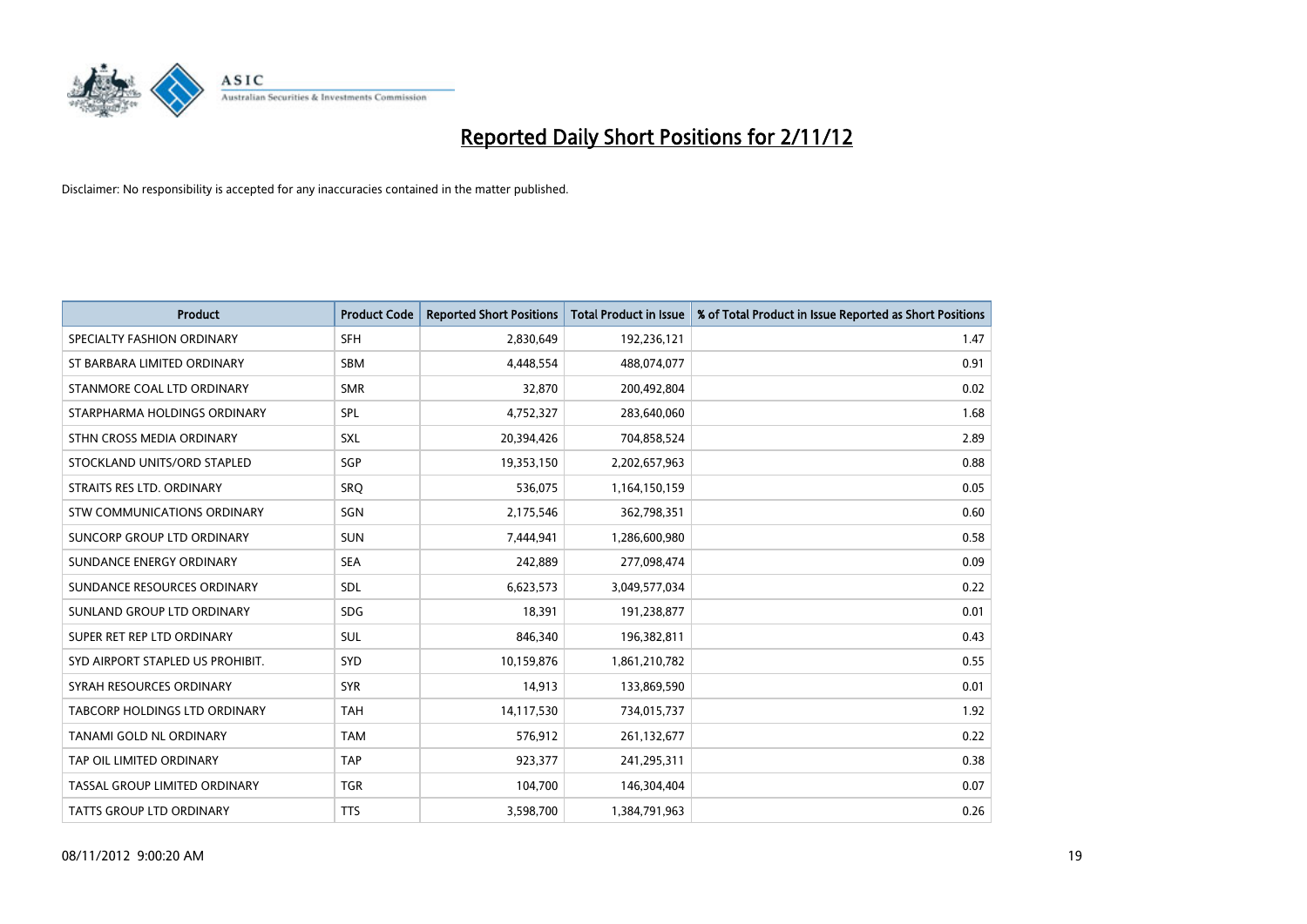# Reported Daily Short Positions for 2/11/12

Disclaimer: No responsibility is accepted for any inaccuracies contained in the matter published.

| Product | Product Code | Reported Short Positions | Total Product in Issue | % of Total Product in Issue Reported as Short Positions |
|---|---|---|---|---|
| SPECIALTY FASHION ORDINARY | SFH | 2,830,649 | 192,236,121 | 1.47 |
| ST BARBARA LIMITED ORDINARY | SBM | 4,448,554 | 488,074,077 | 0.91 |
| STANMORE COAL LTD ORDINARY | SMR | 32,870 | 200,492,804 | 0.02 |
| STARPHARMA HOLDINGS ORDINARY | SPL | 4,752,327 | 283,640,060 | 1.68 |
| STHN CROSS MEDIA ORDINARY | SXL | 20,394,426 | 704,858,524 | 2.89 |
| STOCKLAND UNITS/ORD STAPLED | SGP | 19,353,150 | 2,202,657,963 | 0.88 |
| STRAITS RES LTD. ORDINARY | SRQ | 536,075 | 1,164,150,159 | 0.05 |
| STW COMMUNICATIONS ORDINARY | SGN | 2,175,546 | 362,798,351 | 0.60 |
| SUNCORP GROUP LTD ORDINARY | SUN | 7,444,941 | 1,286,600,980 | 0.58 |
| SUNDANCE ENERGY ORDINARY | SEA | 242,889 | 277,098,474 | 0.09 |
| SUNDANCE RESOURCES ORDINARY | SDL | 6,623,573 | 3,049,577,034 | 0.22 |
| SUNLAND GROUP LTD ORDINARY | SDG | 18,391 | 191,238,877 | 0.01 |
| SUPER RET REP LTD ORDINARY | SUL | 846,340 | 196,382,811 | 0.43 |
| SYD AIRPORT STAPLED US PROHIBIT. | SYD | 10,159,876 | 1,861,210,782 | 0.55 |
| SYRAH RESOURCES ORDINARY | SYR | 14,913 | 133,869,590 | 0.01 |
| TABCORP HOLDINGS LTD ORDINARY | TAH | 14,117,530 | 734,015,737 | 1.92 |
| TANAMI GOLD NL ORDINARY | TAM | 576,912 | 261,132,677 | 0.22 |
| TAP OIL LIMITED ORDINARY | TAP | 923,377 | 241,295,311 | 0.38 |
| TASSAL GROUP LIMITED ORDINARY | TGR | 104,700 | 146,304,404 | 0.07 |
| TATTS GROUP LTD ORDINARY | TTS | 3,598,700 | 1,384,791,963 | 0.26 |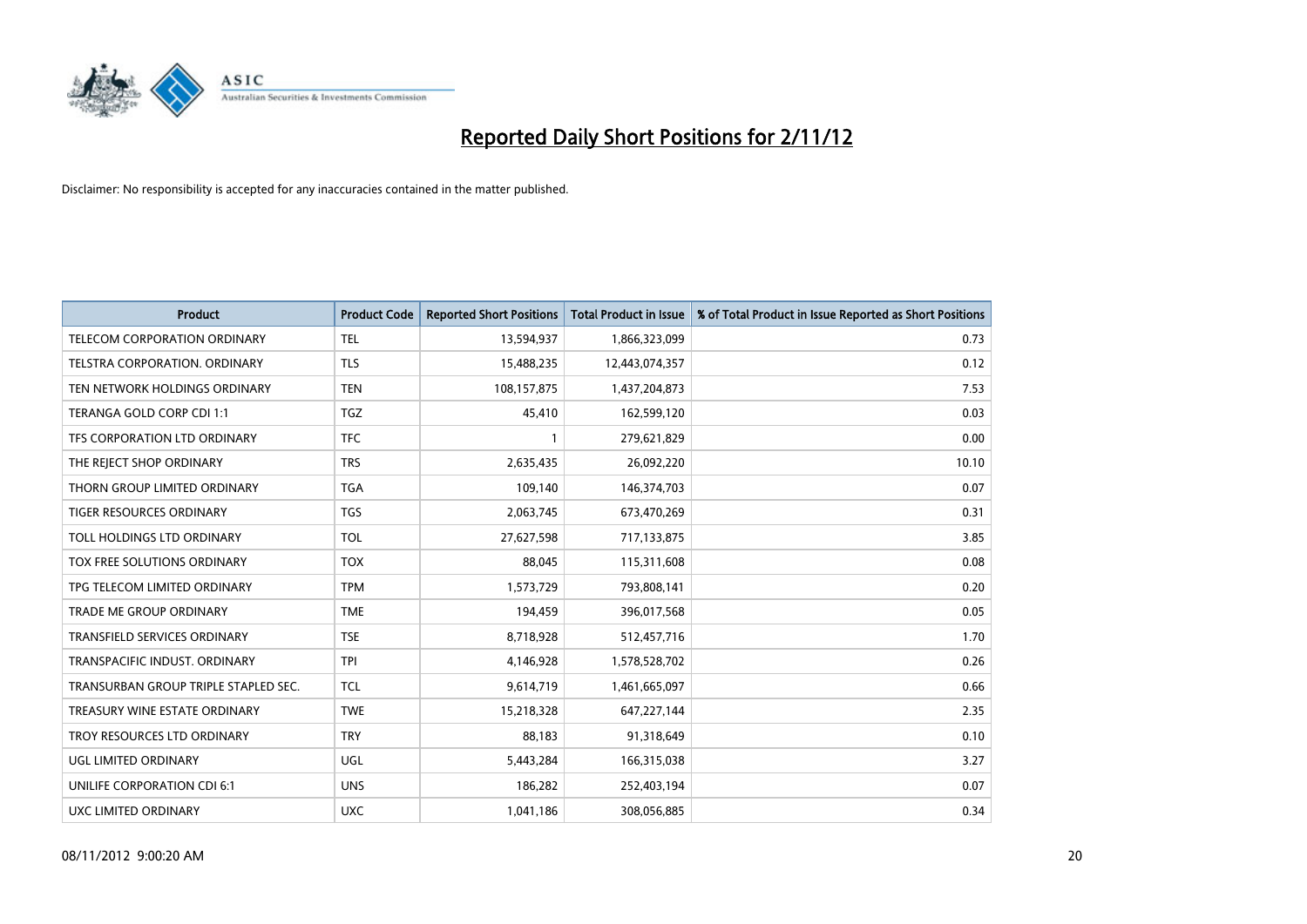# Reported Daily Short Positions for 2/11/12

Disclaimer: No responsibility is accepted for any inaccuracies contained in the matter published.

| Product | Product Code | Reported Short Positions | Total Product in Issue | % of Total Product in Issue Reported as Short Positions |
|---|---|---|---|---|
| TELECOM CORPORATION ORDINARY | TEL | 13,594,937 | 1,866,323,099 | 0.73 |
| TELSTRA CORPORATION. ORDINARY | TLS | 15,488,235 | 12,443,074,357 | 0.12 |
| TEN NETWORK HOLDINGS ORDINARY | TEN | 108,157,875 | 1,437,204,873 | 7.53 |
| TERANGA GOLD CORP CDI 1:1 | TGZ | 45,410 | 162,599,120 | 0.03 |
| TFS CORPORATION LTD ORDINARY | TFC | 1 | 279,621,829 | 0.00 |
| THE REJECT SHOP ORDINARY | TRS | 2,635,435 | 26,092,220 | 10.10 |
| THORN GROUP LIMITED ORDINARY | TGA | 109,140 | 146,374,703 | 0.07 |
| TIGER RESOURCES ORDINARY | TGS | 2,063,745 | 673,470,269 | 0.31 |
| TOLL HOLDINGS LTD ORDINARY | TOL | 27,627,598 | 717,133,875 | 3.85 |
| TOX FREE SOLUTIONS ORDINARY | TOX | 88,045 | 115,311,608 | 0.08 |
| TPG TELECOM LIMITED ORDINARY | TPM | 1,573,729 | 793,808,141 | 0.20 |
| TRADE ME GROUP ORDINARY | TME | 194,459 | 396,017,568 | 0.05 |
| TRANSFIELD SERVICES ORDINARY | TSE | 8,718,928 | 512,457,716 | 1.70 |
| TRANSPACIFIC INDUST. ORDINARY | TPI | 4,146,928 | 1,578,528,702 | 0.26 |
| TRANSURBAN GROUP TRIPLE STAPLED SEC. | TCL | 9,614,719 | 1,461,665,097 | 0.66 |
| TREASURY WINE ESTATE ORDINARY | TWE | 15,218,328 | 647,227,144 | 2.35 |
| TROY RESOURCES LTD ORDINARY | TRY | 88,183 | 91,318,649 | 0.10 |
| UGL LIMITED ORDINARY | UGL | 5,443,284 | 166,315,038 | 3.27 |
| UNILIFE CORPORATION CDI 6:1 | UNS | 186,282 | 252,403,194 | 0.07 |
| UXC LIMITED ORDINARY | UXC | 1,041,186 | 308,056,885 | 0.34 |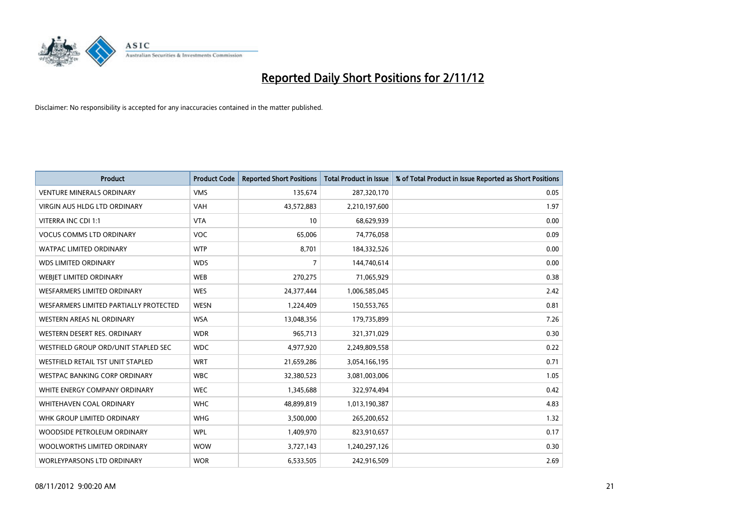# Reported Daily Short Positions for 2/11/12

Disclaimer: No responsibility is accepted for any inaccuracies contained in the matter published.

| Product | Product Code | Reported Short Positions | Total Product in Issue | % of Total Product in Issue Reported as Short Positions |
|---|---|---|---|---|
| VENTURE MINERALS ORDINARY | VMS | 135,674 | 287,320,170 | 0.05 |
| VIRGIN AUS HLDG LTD ORDINARY | VAH | 43,572,883 | 2,210,197,600 | 1.97 |
| VITERRA INC CDI 1:1 | VTA | 10 | 68,629,939 | 0.00 |
| VOCUS COMMS LTD ORDINARY | VOC | 65,006 | 74,776,058 | 0.09 |
| WATPAC LIMITED ORDINARY | WTP | 8,701 | 184,332,526 | 0.00 |
| WDS LIMITED ORDINARY | WDS | 7 | 144,740,614 | 0.00 |
| WEBJET LIMITED ORDINARY | WEB | 270,275 | 71,065,929 | 0.38 |
| WESFARMERS LIMITED ORDINARY | WES | 24,377,444 | 1,006,585,045 | 2.42 |
| WESFARMERS LIMITED PARTIALLY PROTECTED | WESN | 1,224,409 | 150,553,765 | 0.81 |
| WESTERN AREAS NL ORDINARY | WSA | 13,048,356 | 179,735,899 | 7.26 |
| WESTERN DESERT RES. ORDINARY | WDR | 965,713 | 321,371,029 | 0.30 |
| WESTFIELD GROUP ORD/UNIT STAPLED SEC | WDC | 4,977,920 | 2,249,809,558 | 0.22 |
| WESTFIELD RETAIL TST UNIT STAPLED | WRT | 21,659,286 | 3,054,166,195 | 0.71 |
| WESTPAC BANKING CORP ORDINARY | WBC | 32,380,523 | 3,081,003,006 | 1.05 |
| WHITE ENERGY COMPANY ORDINARY | WEC | 1,345,688 | 322,974,494 | 0.42 |
| WHITEHAVEN COAL ORDINARY | WHC | 48,899,819 | 1,013,190,387 | 4.83 |
| WHK GROUP LIMITED ORDINARY | WHG | 3,500,000 | 265,200,652 | 1.32 |
| WOODSIDE PETROLEUM ORDINARY | WPL | 1,409,970 | 823,910,657 | 0.17 |
| WOOLWORTHS LIMITED ORDINARY | WOW | 3,727,143 | 1,240,297,126 | 0.30 |
| WORLEYPARSONS LTD ORDINARY | WOR | 6,533,505 | 242,916,509 | 2.69 |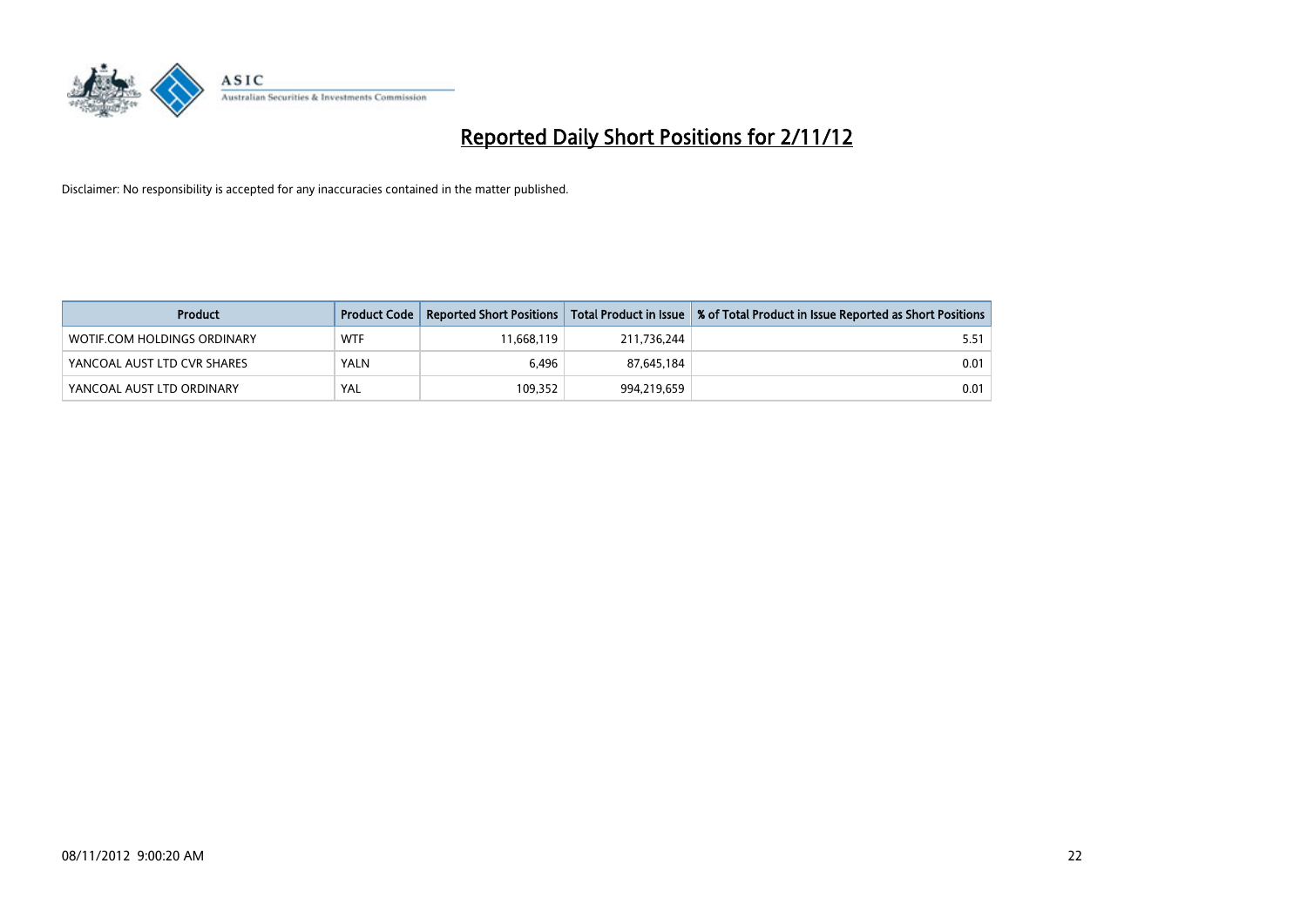# Reported Daily Short Positions for 2/11/12

Disclaimer: No responsibility is accepted for any inaccuracies contained in the matter published.

| Product | Product Code | Reported Short Positions | Total Product in Issue | % of Total Product in Issue Reported as Short Positions |
|---|---|---|---|---|
| WOTIF.COM HOLDINGS ORDINARY | WTF | 11,668,119 | 211,736,244 | 5.51 |
| YANCOAL AUST LTD CVR SHARES | YALN | 6,496 | 87,645,184 | 0.01 |
| YANCOAL AUST LTD ORDINARY | YAL | 109,352 | 994,219,659 | 0.01 |